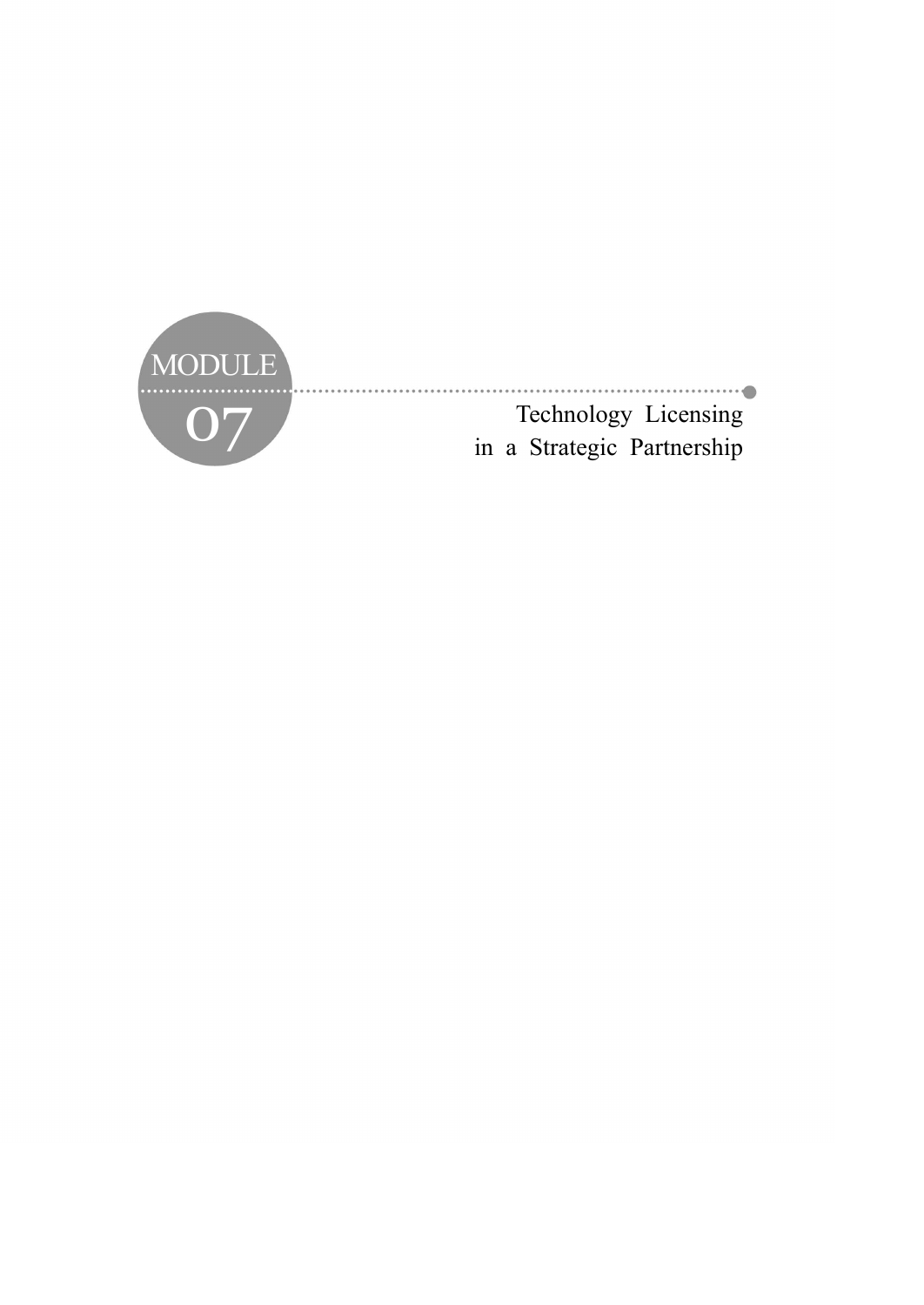MODULE 07

# Technology Licensing in a Strategic Partnership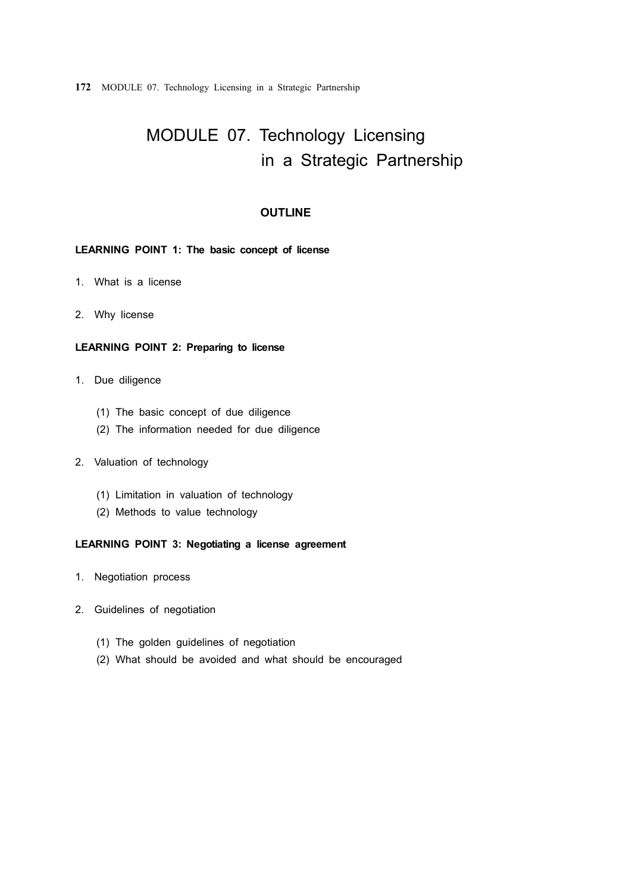# MODULE 07. Technology Licensing in a Strategic Partnership

## OUTLINE

**LEARNING POINT 1: The basic concept of license**

1. What is a license
2. Why license

**LEARNING POINT 2: Preparing to license**

1. Due diligence
   - (1) The basic concept of due diligence
   - (2) The information needed for due diligence
2. Valuation of technology
   - (1) Limitation in valuation of technology
   - (2) Methods to value technology

**LEARNING POINT 3: Negotiating a license agreement**

1. Negotiation process
2. Guidelines of negotiation
   - (1) The golden guidelines of negotiation
   - (2) What should be avoided and what should be encouraged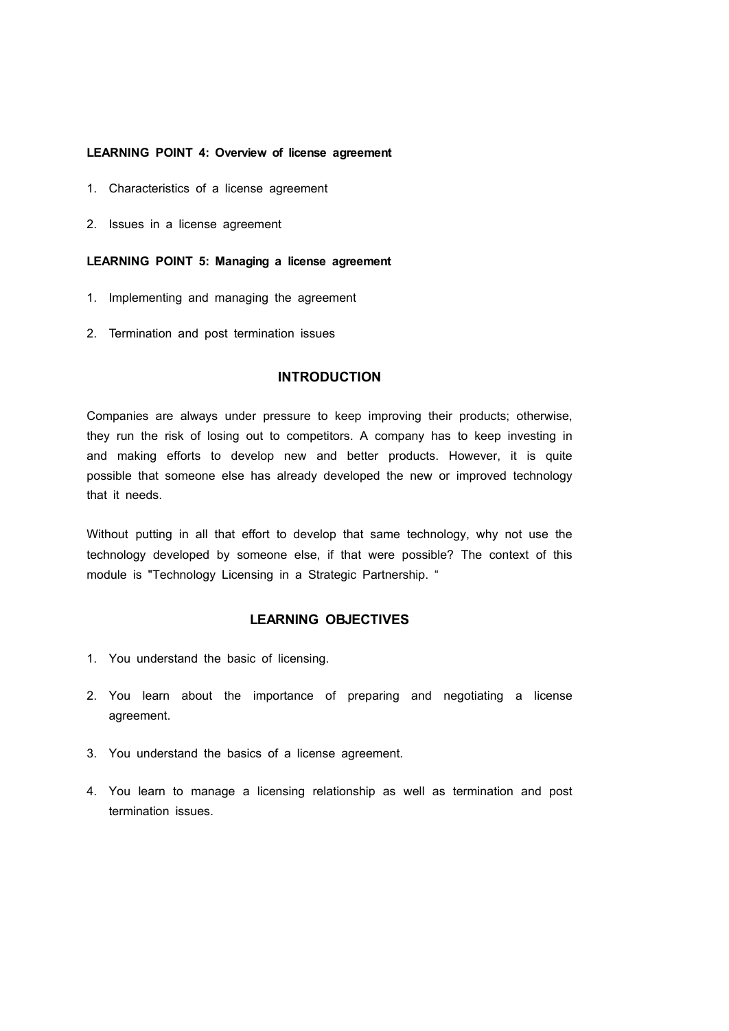**LEARNING POINT 4: Overview of license agreement**

1. Characteristics of a license agreement
2. Issues in a license agreement

**LEARNING POINT 5: Managing a license agreement**

1. Implementing and managing the agreement
2. Termination and post termination issues

## INTRODUCTION

Companies are always under pressure to keep improving their products; otherwise, they run the risk of losing out to competitors. A company has to keep investing in and making efforts to develop new and better products. However, it is quite possible that someone else has already developed the new or improved technology that it needs.

Without putting in all that effort to develop that same technology, why not use the technology developed by someone else, if that were possible? The context of this module is "Technology Licensing in a Strategic Partnership. "

## LEARNING OBJECTIVES

1. You understand the basic of licensing.
2. You learn about the importance of preparing and negotiating a license agreement.
3. You understand the basics of a license agreement.
4. You learn to manage a licensing relationship as well as termination and post termination issues.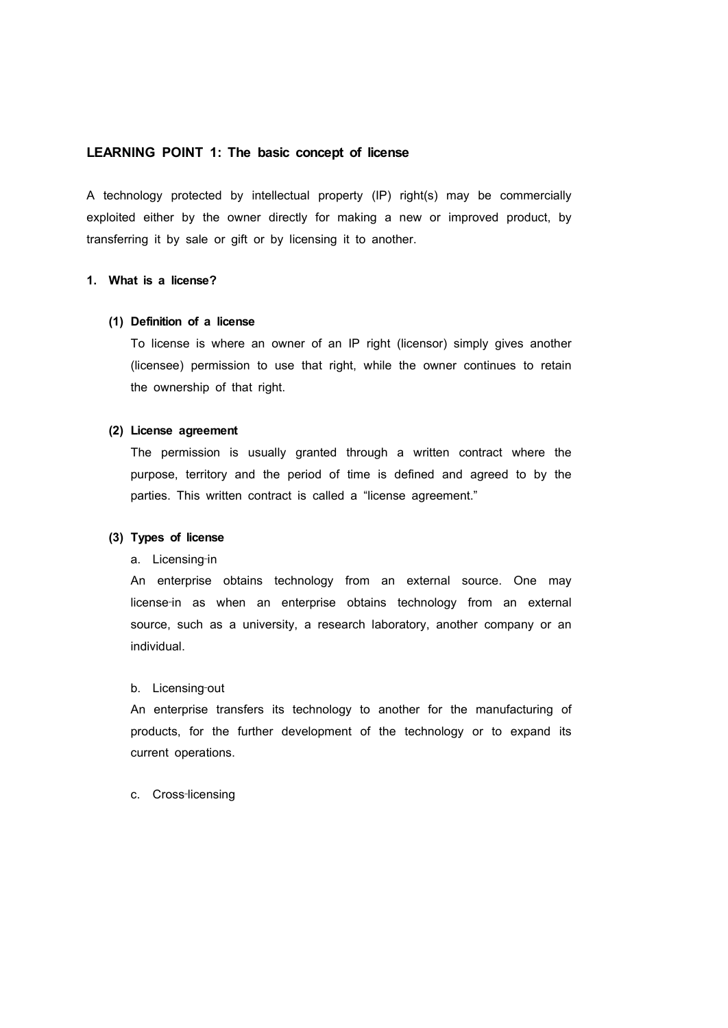## LEARNING POINT 1: The basic concept of license

A technology protected by intellectual property (IP) right(s) may be commercially exploited either by the owner directly for making a new or improved product, by transferring it by sale or gift or by licensing it to another.

### 1. What is a license?

#### (1) Definition of a license

To license is where an owner of an IP right (licensor) simply gives another (licensee) permission to use that right, while the owner continues to retain the ownership of that right.

#### (2) License agreement

The permission is usually granted through a written contract where the purpose, territory and the period of time is defined and agreed to by the parties. This written contract is called a “license agreement.”

#### (3) Types of license

a. Licensing-in

An enterprise obtains technology from an external source. One may license-in as when an enterprise obtains technology from an external source, such as a university, a research laboratory, another company or an individual.

b. Licensing-out

An enterprise transfers its technology to another for the manufacturing of products, for the further development of the technology or to expand its current operations.

c. Cross-licensing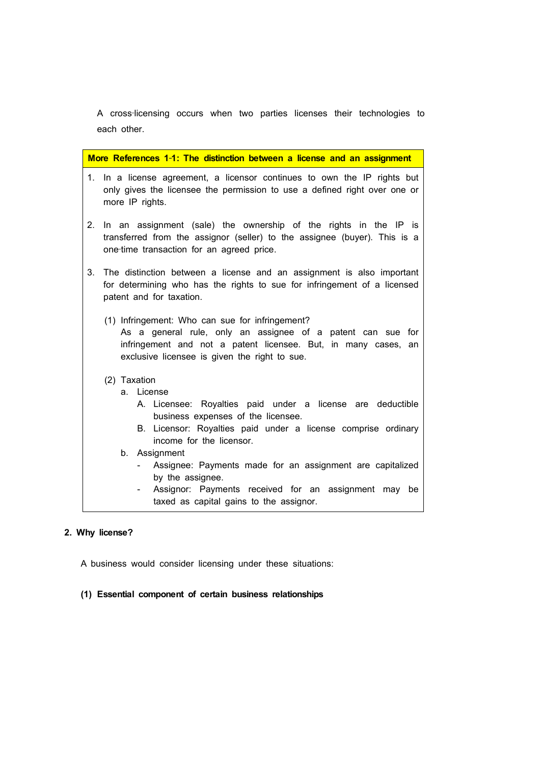A cross-licensing occurs when two parties licenses their technologies to each other.

**More References 1-1: The distinction between a license and an assignment**

1. In a license agreement, a licensor continues to own the IP rights but only gives the licensee the permission to use a defined right over one or more IP rights.

2. In an assignment (sale) the ownership of the rights in the IP is transferred from the assignor (seller) to the assignee (buyer). This is a one-time transaction for an agreed price.

3. The distinction between a license and an assignment is also important for determining who has the rights to sue for infringement of a licensed patent and for taxation.

   (1) Infringement: Who can sue for infringement?
   As a general rule, only an assignee of a patent can sue for infringement and not a patent licensee. But, in many cases, an exclusive licensee is given the right to sue.

   (2) Taxation
   - a. License
     - A. Licensee: Royalties paid under a license are deductible business expenses of the licensee.
     - B. Licensor: Royalties paid under a license comprise ordinary income for the licensor.
   - b. Assignment
     - Assignee: Payments made for an assignment are capitalized by the assignee.
     - Assignor: Payments received for an assignment may be taxed as capital gains to the assignor.

## 2. Why license?

A business would consider licensing under these situations:

### (1) Essential component of certain business relationships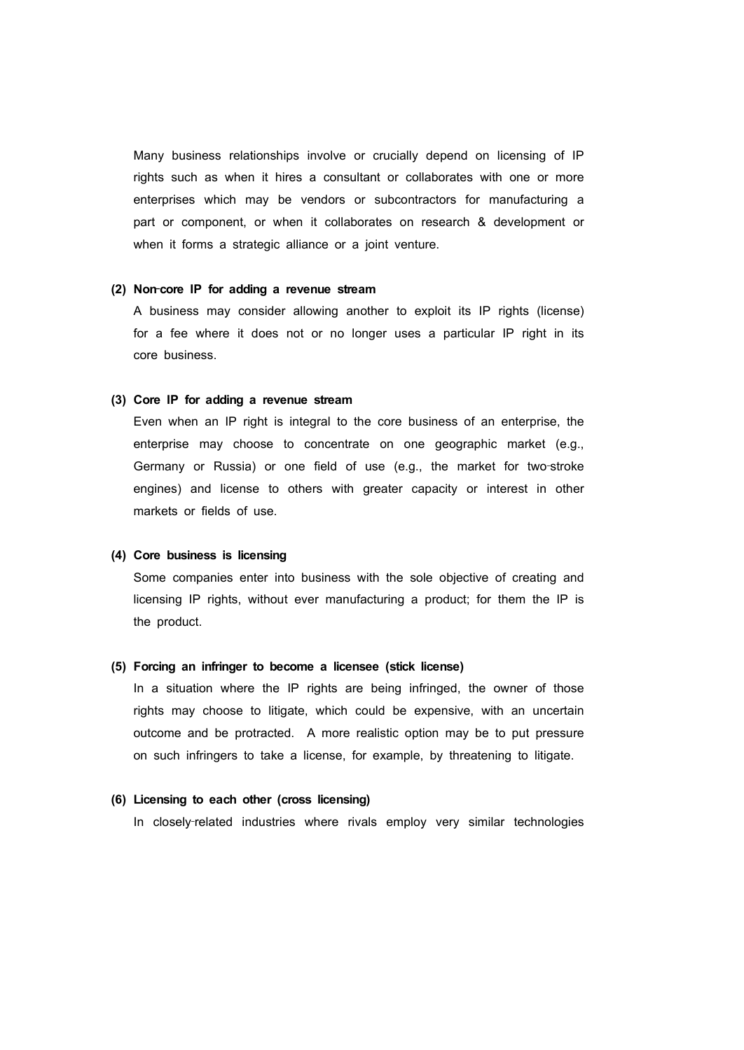Many business relationships involve or crucially depend on licensing of IP rights such as when it hires a consultant or collaborates with one or more enterprises which may be vendors or subcontractors for manufacturing a part or component, or when it collaborates on research & development or when it forms a strategic alliance or a joint venture.

**(2) Non-core IP for adding a revenue stream**

A business may consider allowing another to exploit its IP rights (license) for a fee where it does not or no longer uses a particular IP right in its core business.

**(3) Core IP for adding a revenue stream**

Even when an IP right is integral to the core business of an enterprise, the enterprise may choose to concentrate on one geographic market (e.g., Germany or Russia) or one field of use (e.g., the market for two-stroke engines) and license to others with greater capacity or interest in other markets or fields of use.

**(4) Core business is licensing**

Some companies enter into business with the sole objective of creating and licensing IP rights, without ever manufacturing a product; for them the IP is the product.

**(5) Forcing an infringer to become a licensee (stick license)**

In a situation where the IP rights are being infringed, the owner of those rights may choose to litigate, which could be expensive, with an uncertain outcome and be protracted. A more realistic option may be to put pressure on such infringers to take a license, for example, by threatening to litigate.

**(6) Licensing to each other (cross licensing)**

In closely-related industries where rivals employ very similar technologies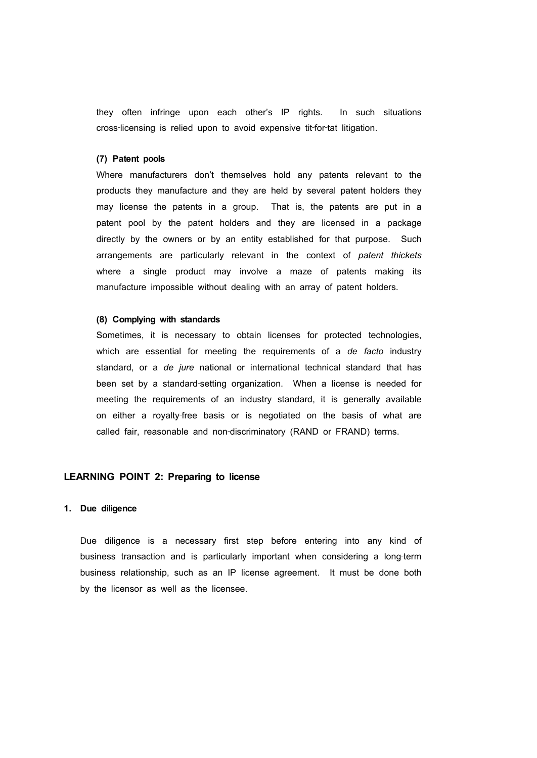they often infringe upon each other's IP rights. In such situations cross-licensing is relied upon to avoid expensive tit-for-tat litigation.

**(7) Patent pools**

Where manufacturers don't themselves hold any patents relevant to the products they manufacture and they are held by several patent holders they may license the patents in a group. That is, the patents are put in a patent pool by the patent holders and they are licensed in a package directly by the owners or by an entity established for that purpose. Such arrangements are particularly relevant in the context of *patent thickets* where a single product may involve a maze of patents making its manufacture impossible without dealing with an array of patent holders.

**(8) Complying with standards**

Sometimes, it is necessary to obtain licenses for protected technologies, which are essential for meeting the requirements of a *de facto* industry standard, or a *de jure* national or international technical standard that has been set by a standard-setting organization. When a license is needed for meeting the requirements of an industry standard, it is generally available on either a royalty-free basis or is negotiated on the basis of what are called fair, reasonable and non-discriminatory (RAND or FRAND) terms.

## LEARNING POINT 2: Preparing to license

### 1. Due diligence

Due diligence is a necessary first step before entering into any kind of business transaction and is particularly important when considering a long-term business relationship, such as an IP license agreement. It must be done both by the licensor as well as the licensee.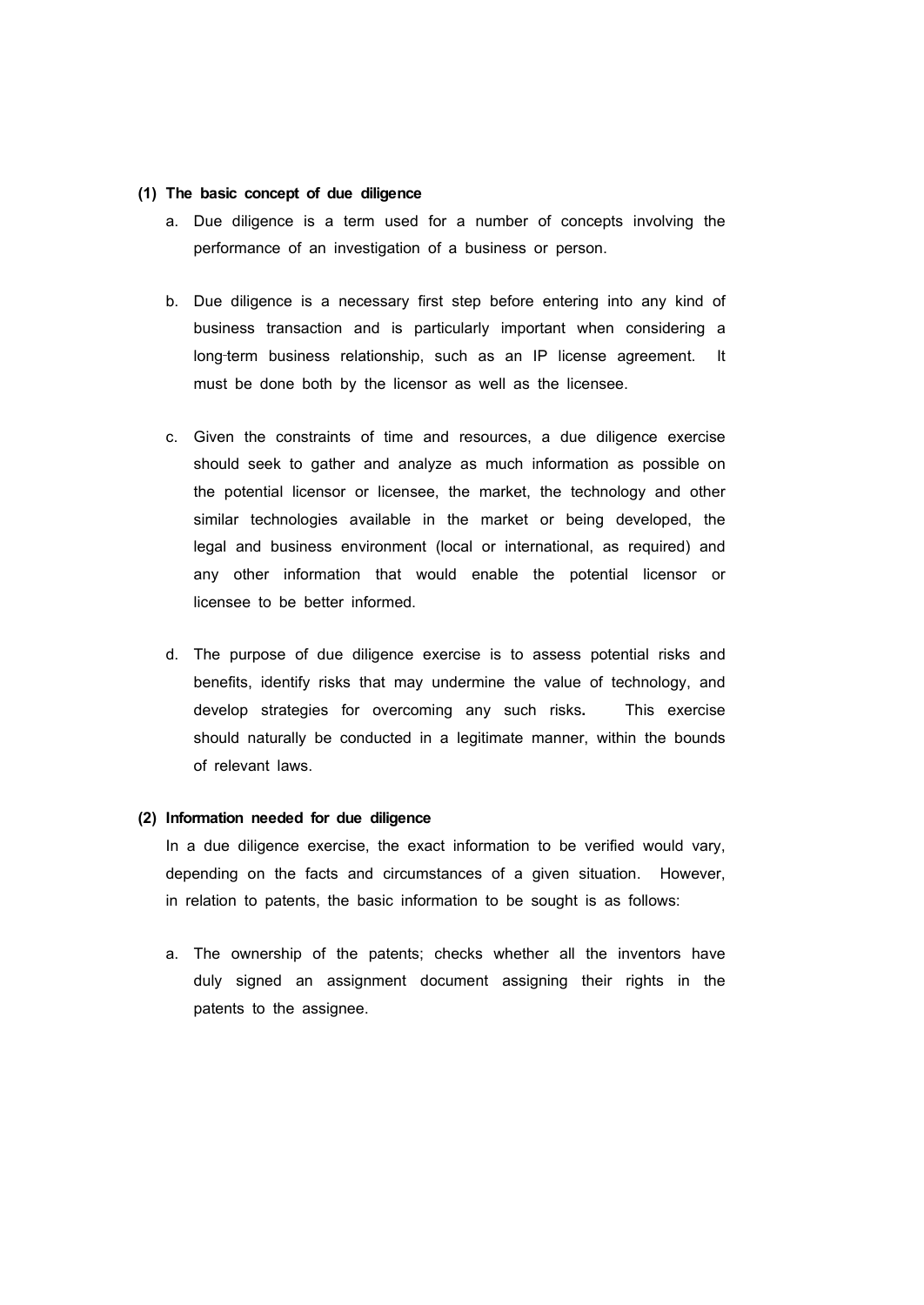**(1) The basic concept of due diligence**

a. Due diligence is a term used for a number of concepts involving the performance of an investigation of a business or person.

b. Due diligence is a necessary first step before entering into any kind of business transaction and is particularly important when considering a long-term business relationship, such as an IP license agreement. It must be done both by the licensor as well as the licensee.

c. Given the constraints of time and resources, a due diligence exercise should seek to gather and analyze as much information as possible on the potential licensor or licensee, the market, the technology and other similar technologies available in the market or being developed, the legal and business environment (local or international, as required) and any other information that would enable the potential licensor or licensee to be better informed.

d. The purpose of due diligence exercise is to assess potential risks and benefits, identify risks that may undermine the value of technology, and develop strategies for overcoming any such risks**.** This exercise should naturally be conducted in a legitimate manner, within the bounds of relevant laws.

**(2) Information needed for due diligence**

In a due diligence exercise, the exact information to be verified would vary, depending on the facts and circumstances of a given situation. However, in relation to patents, the basic information to be sought is as follows:

a. The ownership of the patents; checks whether all the inventors have duly signed an assignment document assigning their rights in the patents to the assignee.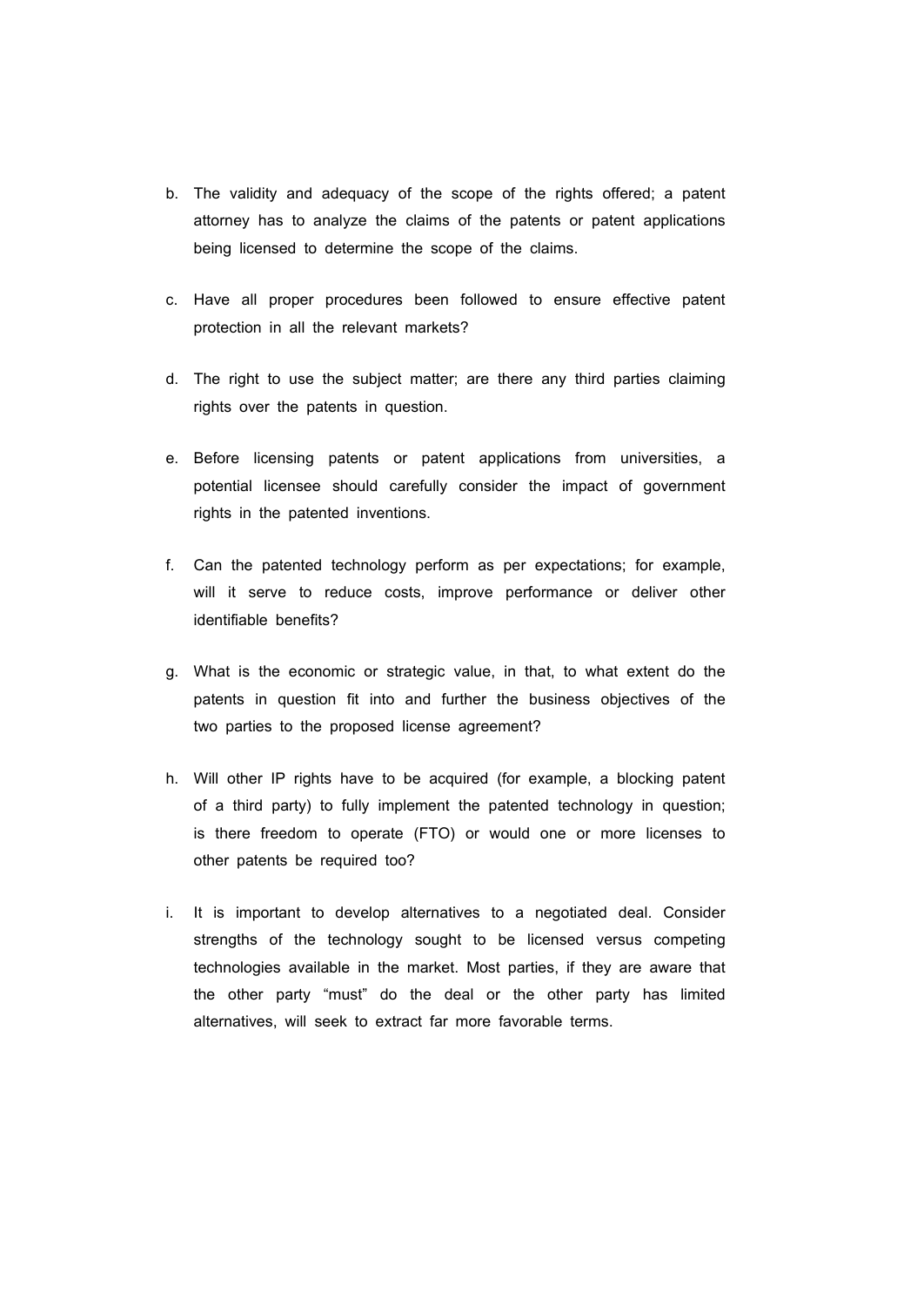b. The validity and adequacy of the scope of the rights offered; a patent attorney has to analyze the claims of the patents or patent applications being licensed to determine the scope of the claims.

c. Have all proper procedures been followed to ensure effective patent protection in all the relevant markets?

d. The right to use the subject matter; are there any third parties claiming rights over the patents in question.

e. Before licensing patents or patent applications from universities, a potential licensee should carefully consider the impact of government rights in the patented inventions.

f. Can the patented technology perform as per expectations; for example, will it serve to reduce costs, improve performance or deliver other identifiable benefits?

g. What is the economic or strategic value, in that, to what extent do the patents in question fit into and further the business objectives of the two parties to the proposed license agreement?

h. Will other IP rights have to be acquired (for example, a blocking patent of a third party) to fully implement the patented technology in question; is there freedom to operate (FTO) or would one or more licenses to other patents be required too?

i. It is important to develop alternatives to a negotiated deal. Consider strengths of the technology sought to be licensed versus competing technologies available in the market. Most parties, if they are aware that the other party "must" do the deal or the other party has limited alternatives, will seek to extract far more favorable terms.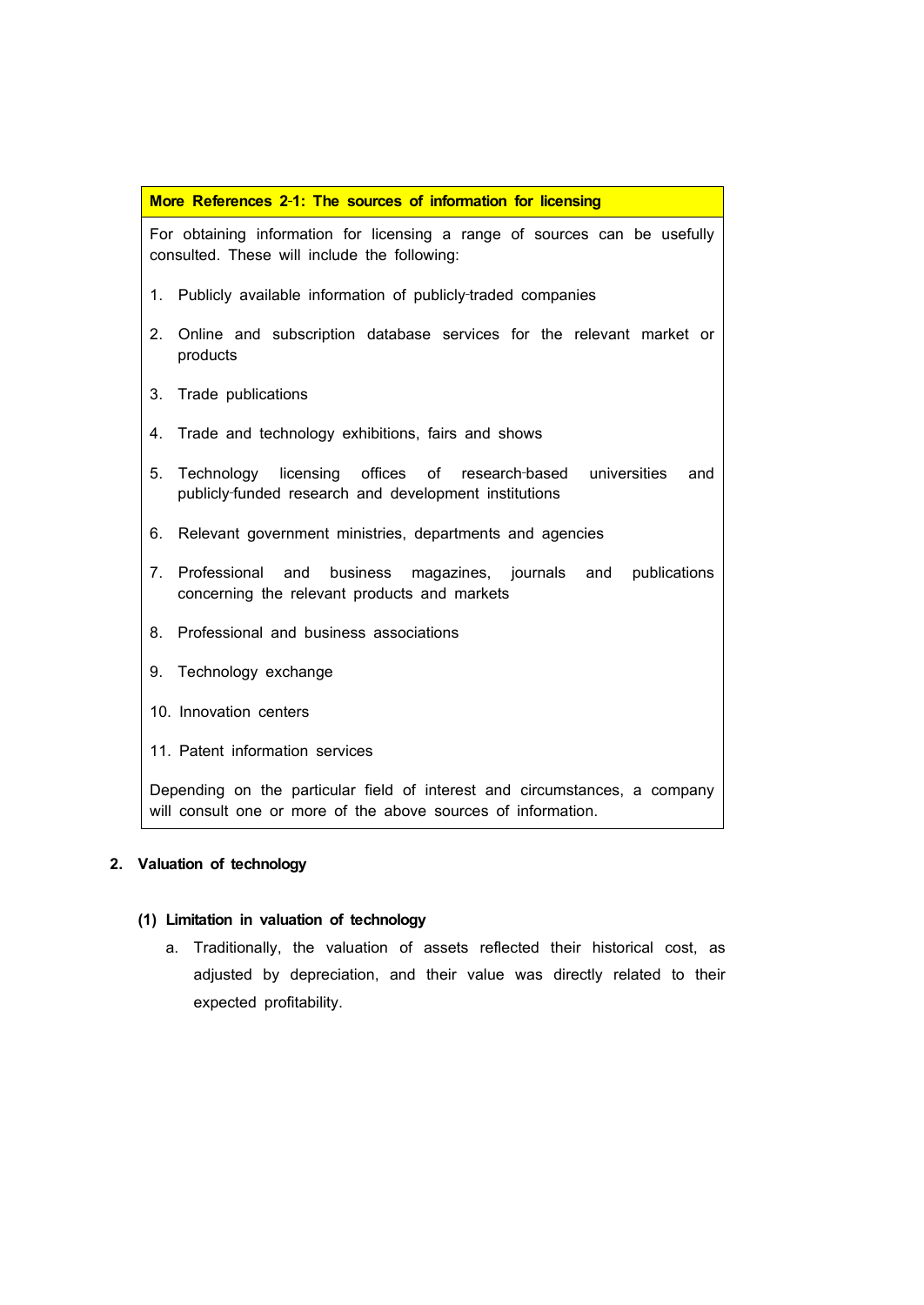**More References 2-1: The sources of information for licensing**

For obtaining information for licensing a range of sources can be usefully consulted. These will include the following:

1. Publicly available information of publicly-traded companies
2. Online and subscription database services for the relevant market or products
3. Trade publications
4. Trade and technology exhibitions, fairs and shows
5. Technology licensing offices of research-based universities and publicly-funded research and development institutions
6. Relevant government ministries, departments and agencies
7. Professional and business magazines, journals and publications concerning the relevant products and markets
8. Professional and business associations
9. Technology exchange
10. Innovation centers
11. Patent information services

Depending on the particular field of interest and circumstances, a company will consult one or more of the above sources of information.

## 2. Valuation of technology

### (1) Limitation in valuation of technology

a. Traditionally, the valuation of assets reflected their historical cost, as adjusted by depreciation, and their value was directly related to their expected profitability.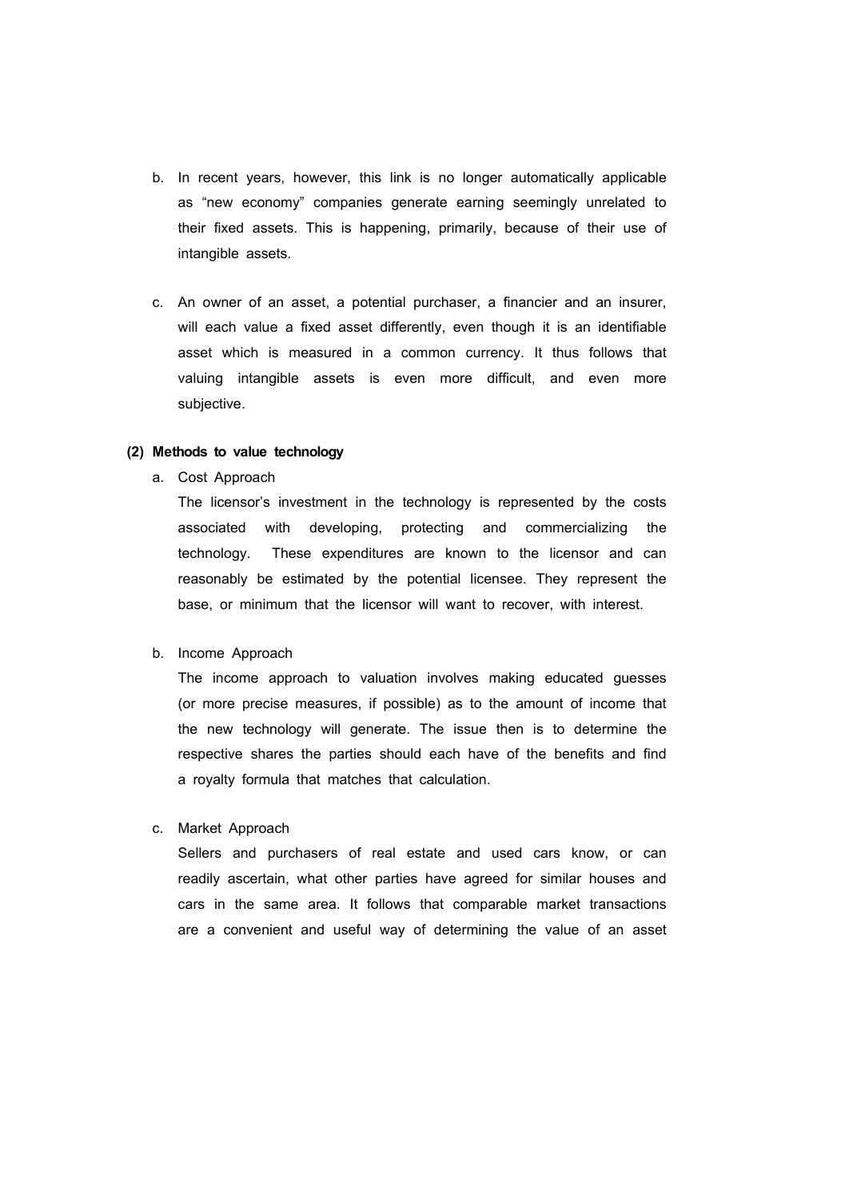b. In recent years, however, this link is no longer automatically applicable as "new economy" companies generate earning seemingly unrelated to their fixed assets. This is happening, primarily, because of their use of intangible assets.

c. An owner of an asset, a potential purchaser, a financier and an insurer, will each value a fixed asset differently, even though it is an identifiable asset which is measured in a common currency. It thus follows that valuing intangible assets is even more difficult, and even more subjective.

**(2) Methods to value technology**

a. Cost Approach

The licensor's investment in the technology is represented by the costs associated with developing, protecting and commercializing the technology. These expenditures are known to the licensor and can reasonably be estimated by the potential licensee. They represent the base, or minimum that the licensor will want to recover, with interest.

b. Income Approach

The income approach to valuation involves making educated guesses (or more precise measures, if possible) as to the amount of income that the new technology will generate. The issue then is to determine the respective shares the parties should each have of the benefits and find a royalty formula that matches that calculation.

c. Market Approach

Sellers and purchasers of real estate and used cars know, or can readily ascertain, what other parties have agreed for similar houses and cars in the same area. It follows that comparable market transactions are a convenient and useful way of determining the value of an asset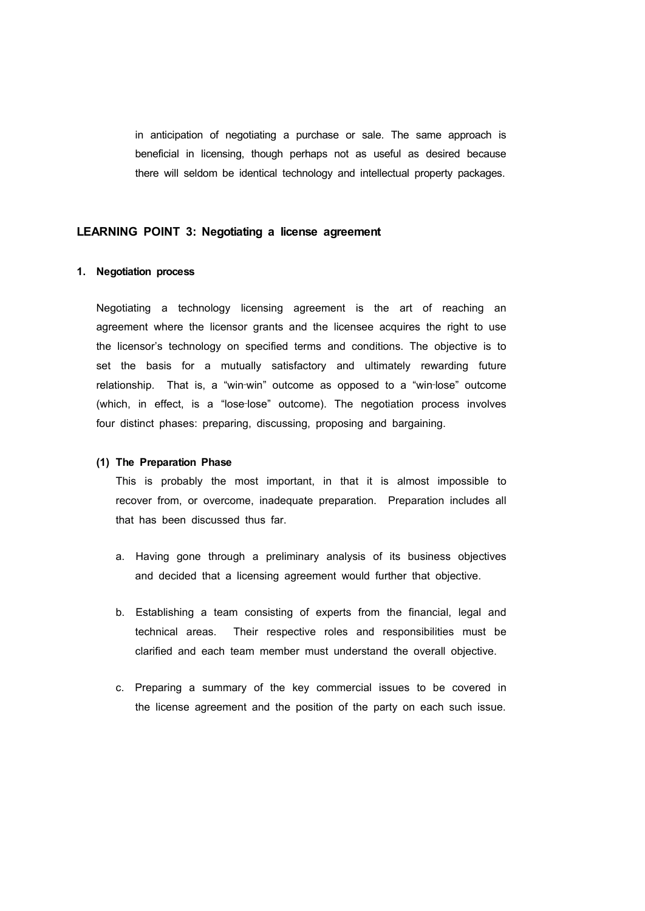in anticipation of negotiating a purchase or sale. The same approach is beneficial in licensing, though perhaps not as useful as desired because there will seldom be identical technology and intellectual property packages.

## LEARNING POINT 3: Negotiating a license agreement

### 1. Negotiation process

Negotiating a technology licensing agreement is the art of reaching an agreement where the licensor grants and the licensee acquires the right to use the licensor's technology on specified terms and conditions. The objective is to set the basis for a mutually satisfactory and ultimately rewarding future relationship. That is, a "win-win" outcome as opposed to a "win-lose" outcome (which, in effect, is a "lose-lose" outcome). The negotiation process involves four distinct phases: preparing, discussing, proposing and bargaining.

#### (1) The Preparation Phase

This is probably the most important, in that it is almost impossible to recover from, or overcome, inadequate preparation. Preparation includes all that has been discussed thus far.

a. Having gone through a preliminary analysis of its business objectives and decided that a licensing agreement would further that objective.

b. Establishing a team consisting of experts from the financial, legal and technical areas. Their respective roles and responsibilities must be clarified and each team member must understand the overall objective.

c. Preparing a summary of the key commercial issues to be covered in the license agreement and the position of the party on each such issue.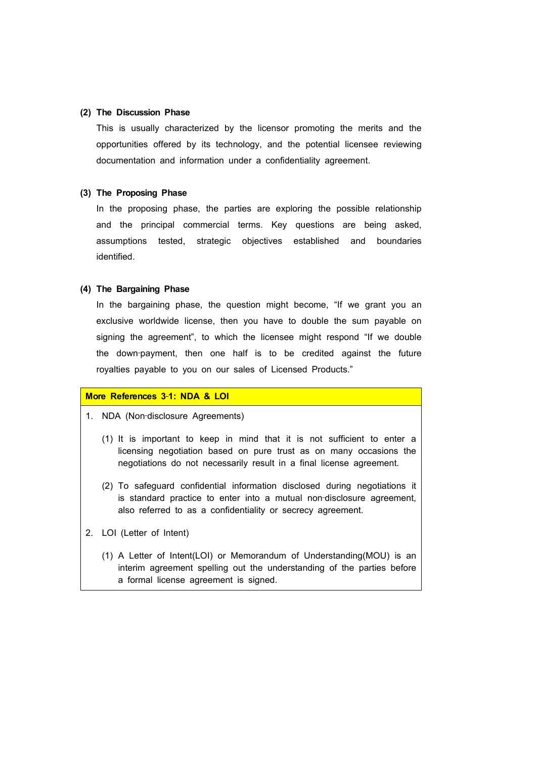**(2) The Discussion Phase**

This is usually characterized by the licensor promoting the merits and the opportunities offered by its technology, and the potential licensee reviewing documentation and information under a confidentiality agreement.

**(3) The Proposing Phase**

In the proposing phase, the parties are exploring the possible relationship and the principal commercial terms. Key questions are being asked, assumptions tested, strategic objectives established and boundaries identified.

**(4) The Bargaining Phase**

In the bargaining phase, the question might become, "If we grant you an exclusive worldwide license, then you have to double the sum payable on signing the agreement", to which the licensee might respond "If we double the down-payment, then one half is to be credited against the future royalties payable to you on our sales of Licensed Products."

**More References 3-1: NDA & LOI**

1. NDA (Non-disclosure Agreements)

   (1) It is important to keep in mind that it is not sufficient to enter a licensing negotiation based on pure trust as on many occasions the negotiations do not necessarily result in a final license agreement.

   (2) To safeguard confidential information disclosed during negotiations it is standard practice to enter into a mutual non-disclosure agreement, also referred to as a confidentiality or secrecy agreement.

2. LOI (Letter of Intent)

   (1) A Letter of Intent(LOI) or Memorandum of Understanding(MOU) is an interim agreement spelling out the understanding of the parties before a formal license agreement is signed.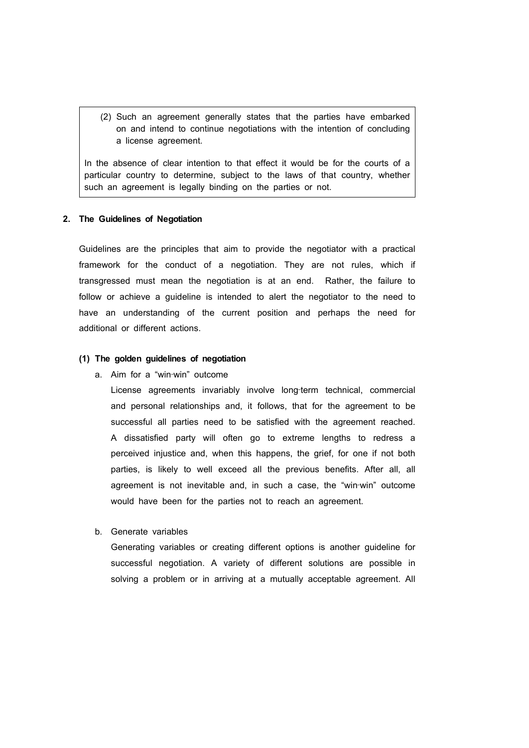(2) Such an agreement generally states that the parties have embarked on and intend to continue negotiations with the intention of concluding a license agreement.

In the absence of clear intention to that effect it would be for the courts of a particular country to determine, subject to the laws of that country, whether such an agreement is legally binding on the parties or not.

## 2. The Guidelines of Negotiation

Guidelines are the principles that aim to provide the negotiator with a practical framework for the conduct of a negotiation. They are not rules, which if transgressed must mean the negotiation is at an end. Rather, the failure to follow or achieve a guideline is intended to alert the negotiator to the need to have an understanding of the current position and perhaps the need for additional or different actions.

### (1) The golden guidelines of negotiation

a. Aim for a "win-win" outcome

License agreements invariably involve long-term technical, commercial and personal relationships and, it follows, that for the agreement to be successful all parties need to be satisfied with the agreement reached. A dissatisfied party will often go to extreme lengths to redress a perceived injustice and, when this happens, the grief, for one if not both parties, is likely to well exceed all the previous benefits. After all, all agreement is not inevitable and, in such a case, the "win-win" outcome would have been for the parties not to reach an agreement.

b. Generate variables

Generating variables or creating different options is another guideline for successful negotiation. A variety of different solutions are possible in solving a problem or in arriving at a mutually acceptable agreement. All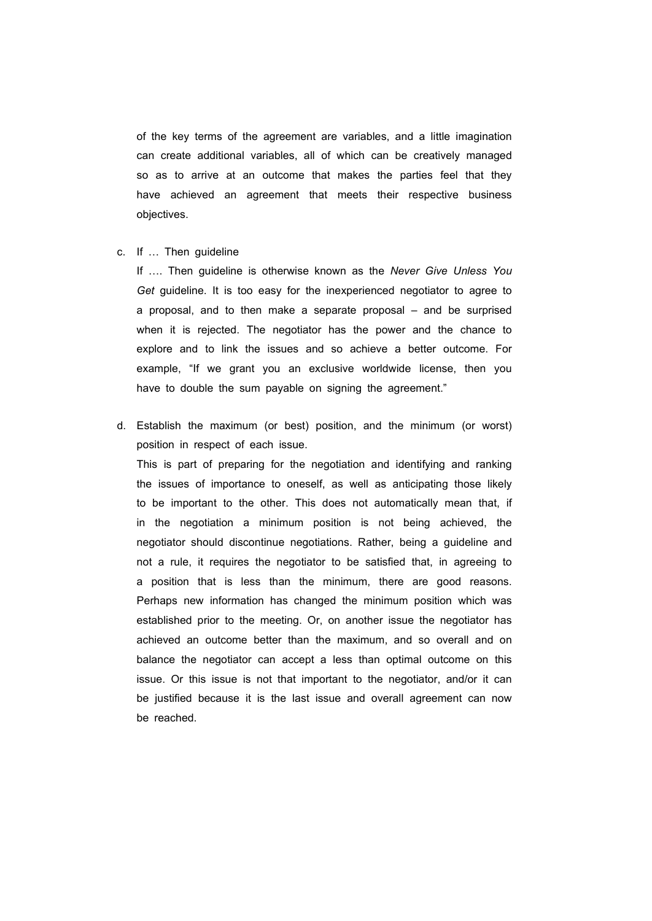of the key terms of the agreement are variables, and a little imagination can create additional variables, all of which can be creatively managed so as to arrive at an outcome that makes the parties feel that they have achieved an agreement that meets their respective business objectives.

c. If … Then guideline

   If …. Then guideline is otherwise known as the *Never Give Unless You Get* guideline. It is too easy for the inexperienced negotiator to agree to a proposal, and to then make a separate proposal – and be surprised when it is rejected. The negotiator has the power and the chance to explore and to link the issues and so achieve a better outcome. For example, "If we grant you an exclusive worldwide license, then you have to double the sum payable on signing the agreement."

d. Establish the maximum (or best) position, and the minimum (or worst) position in respect of each issue.

   This is part of preparing for the negotiation and identifying and ranking the issues of importance to oneself, as well as anticipating those likely to be important to the other. This does not automatically mean that, if in the negotiation a minimum position is not being achieved, the negotiator should discontinue negotiations. Rather, being a guideline and not a rule, it requires the negotiator to be satisfied that, in agreeing to a position that is less than the minimum, there are good reasons. Perhaps new information has changed the minimum position which was established prior to the meeting. Or, on another issue the negotiator has achieved an outcome better than the maximum, and so overall and on balance the negotiator can accept a less than optimal outcome on this issue. Or this issue is not that important to the negotiator, and/or it can be justified because it is the last issue and overall agreement can now be reached.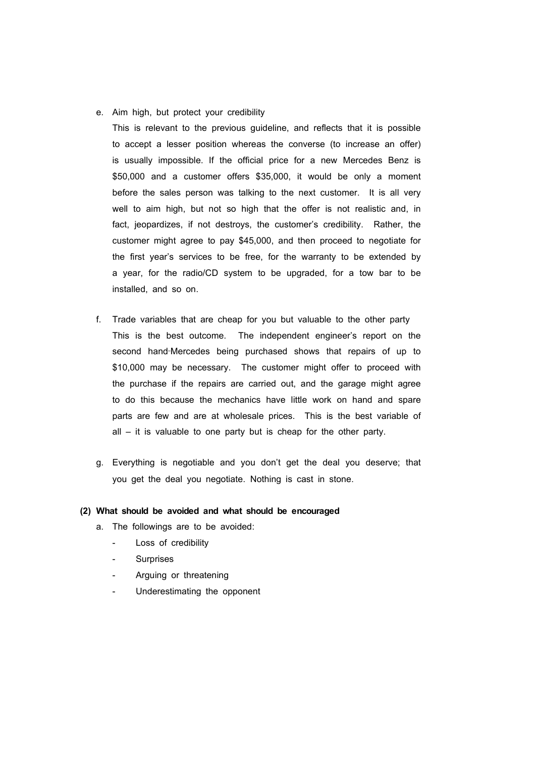e. Aim high, but protect your credibility

   This is relevant to the previous guideline, and reflects that it is possible to accept a lesser position whereas the converse (to increase an offer) is usually impossible. If the official price for a new Mercedes Benz is $50,000 and a customer offers $35,000, it would be only a moment before the sales person was talking to the next customer. It is all very well to aim high, but not so high that the offer is not realistic and, in fact, jeopardizes, if not destroys, the customer's credibility. Rather, the customer might agree to pay $45,000, and then proceed to negotiate for the first year's services to be free, for the warranty to be extended by a year, for the radio/CD system to be upgraded, for a tow bar to be installed, and so on.

f. Trade variables that are cheap for you but valuable to the other party

   This is the best outcome. The independent engineer's report on the second hand-Mercedes being purchased shows that repairs of up to $10,000 may be necessary. The customer might offer to proceed with the purchase if the repairs are carried out, and the garage might agree to do this because the mechanics have little work on hand and spare parts are few and are at wholesale prices. This is the best variable of all – it is valuable to one party but is cheap for the other party.

g. Everything is negotiable and you don't get the deal you deserve; that you get the deal you negotiate. Nothing is cast in stone.

**(2) What should be avoided and what should be encouraged**

a. The followings are to be avoided:
   - Loss of credibility
   - Surprises
   - Arguing or threatening
   - Underestimating the opponent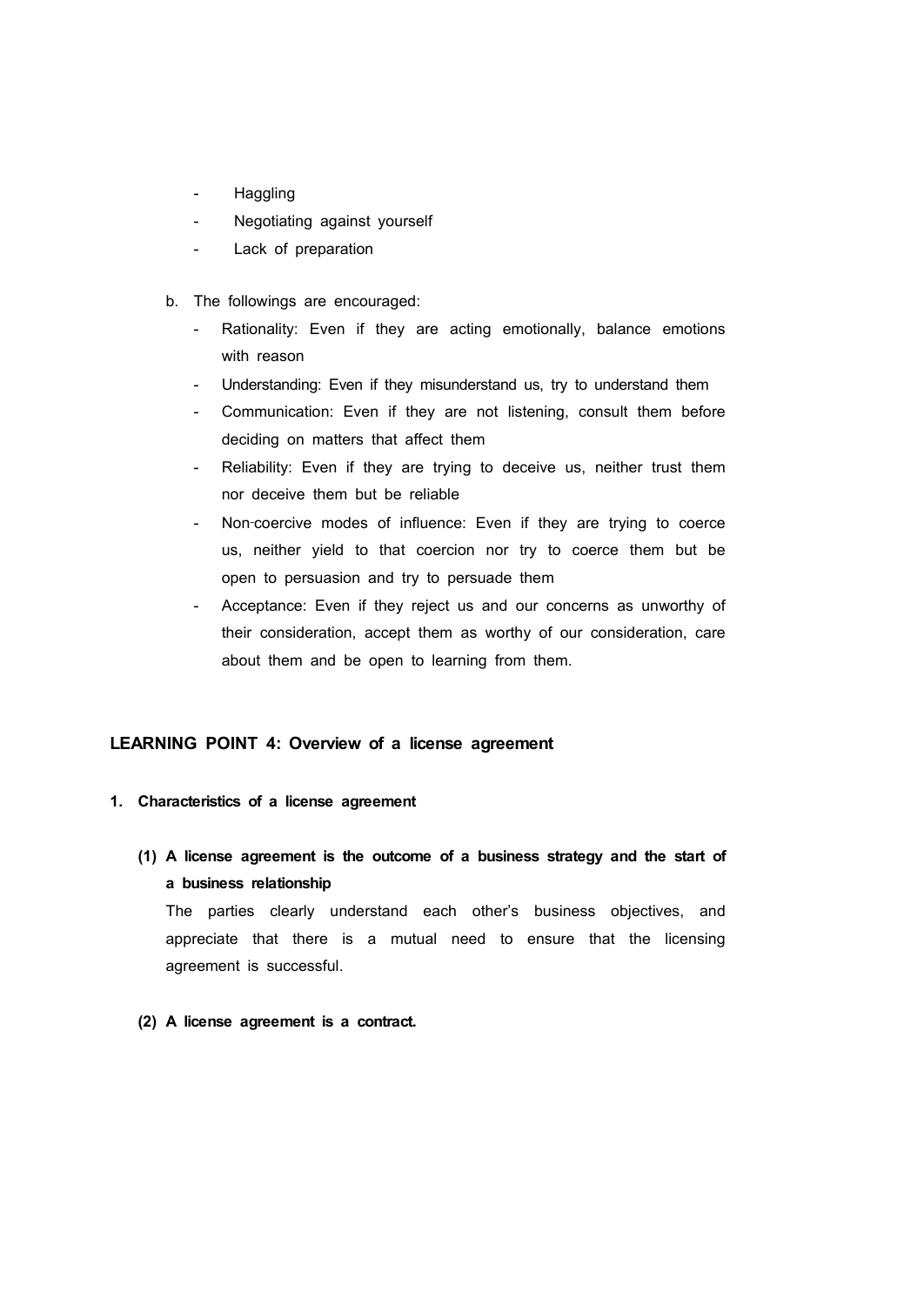- Haggling
- Negotiating against yourself
- Lack of preparation

b. The followings are encouraged:

- Rationality: Even if they are acting emotionally, balance emotions with reason
- Understanding: Even if they misunderstand us, try to understand them
- Communication: Even if they are not listening, consult them before deciding on matters that affect them
- Reliability: Even if they are trying to deceive us, neither trust them nor deceive them but be reliable
- Non-coercive modes of influence: Even if they are trying to coerce us, neither yield to that coercion nor try to coerce them but be open to persuasion and try to persuade them
- Acceptance: Even if they reject us and our concerns as unworthy of their consideration, accept them as worthy of our consideration, care about them and be open to learning from them.

## LEARNING POINT 4: Overview of a license agreement

### 1. Characteristics of a license agreement

**(1) A license agreement is the outcome of a business strategy and the start of a business relationship**

The parties clearly understand each other's business objectives, and appreciate that there is a mutual need to ensure that the licensing agreement is successful.

**(2) A license agreement is a contract.**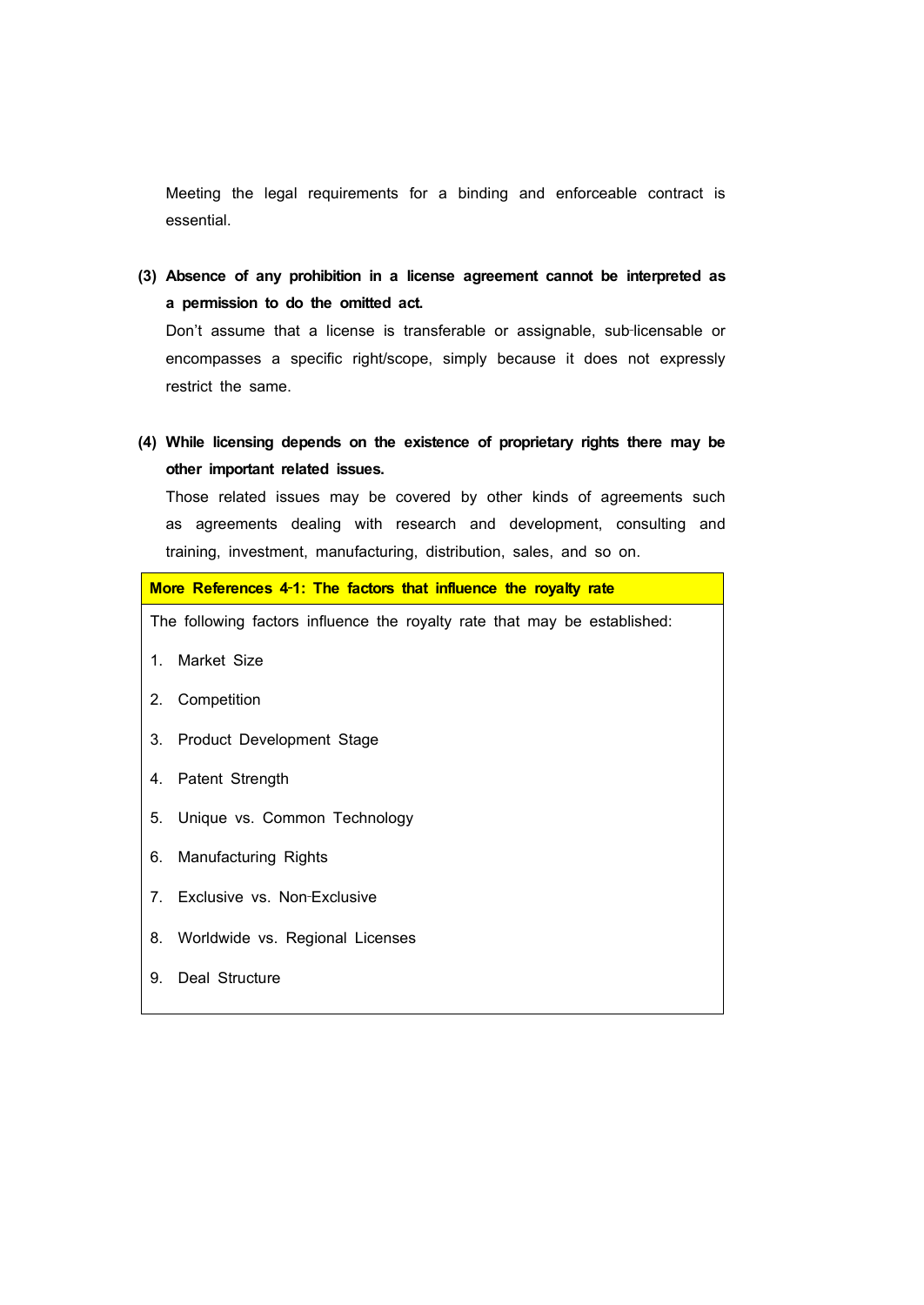Meeting the legal requirements for a binding and enforceable contract is essential.

**(3) Absence of any prohibition in a license agreement cannot be interpreted as a permission to do the omitted act.**

Don't assume that a license is transferable or assignable, sub-licensable or encompasses a specific right/scope, simply because it does not expressly restrict the same.

**(4) While licensing depends on the existence of proprietary rights there may be other important related issues.**

Those related issues may be covered by other kinds of agreements such as agreements dealing with research and development, consulting and training, investment, manufacturing, distribution, sales, and so on.

**More References 4-1: The factors that influence the royalty rate**

The following factors influence the royalty rate that may be established:

1. Market Size
2. Competition
3. Product Development Stage
4. Patent Strength
5. Unique vs. Common Technology
6. Manufacturing Rights
7. Exclusive vs. Non-Exclusive
8. Worldwide vs. Regional Licenses
9. Deal Structure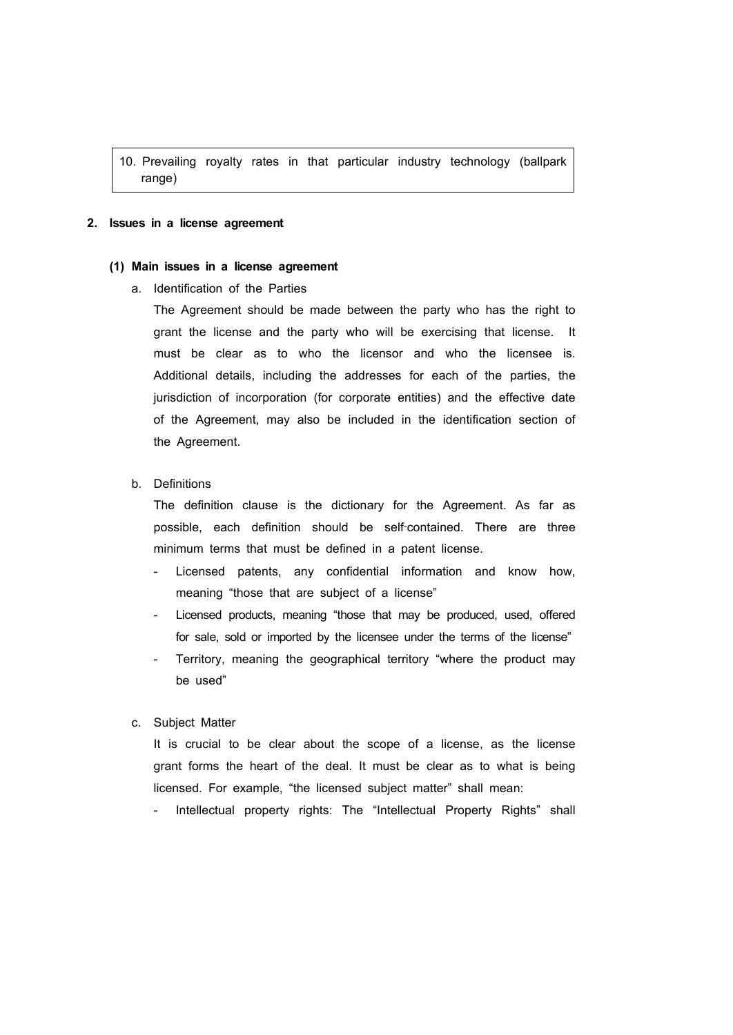10. Prevailing royalty rates in that particular industry technology (ballpark range)

## 2. Issues in a license agreement

### (1) Main issues in a license agreement

a. Identification of the Parties

The Agreement should be made between the party who has the right to grant the license and the party who will be exercising that license. It must be clear as to who the licensor and who the licensee is. Additional details, including the addresses for each of the parties, the jurisdiction of incorporation (for corporate entities) and the effective date of the Agreement, may also be included in the identification section of the Agreement.

b. Definitions

The definition clause is the dictionary for the Agreement. As far as possible, each definition should be self-contained. There are three minimum terms that must be defined in a patent license.

- Licensed patents, any confidential information and know how, meaning "those that are subject of a license"
- Licensed products, meaning "those that may be produced, used, offered for sale, sold or imported by the licensee under the terms of the license"
- Territory, meaning the geographical territory "where the product may be used"

c. Subject Matter

It is crucial to be clear about the scope of a license, as the license grant forms the heart of the deal. It must be clear as to what is being licensed. For example, "the licensed subject matter" shall mean:

- Intellectual property rights: The "Intellectual Property Rights" shall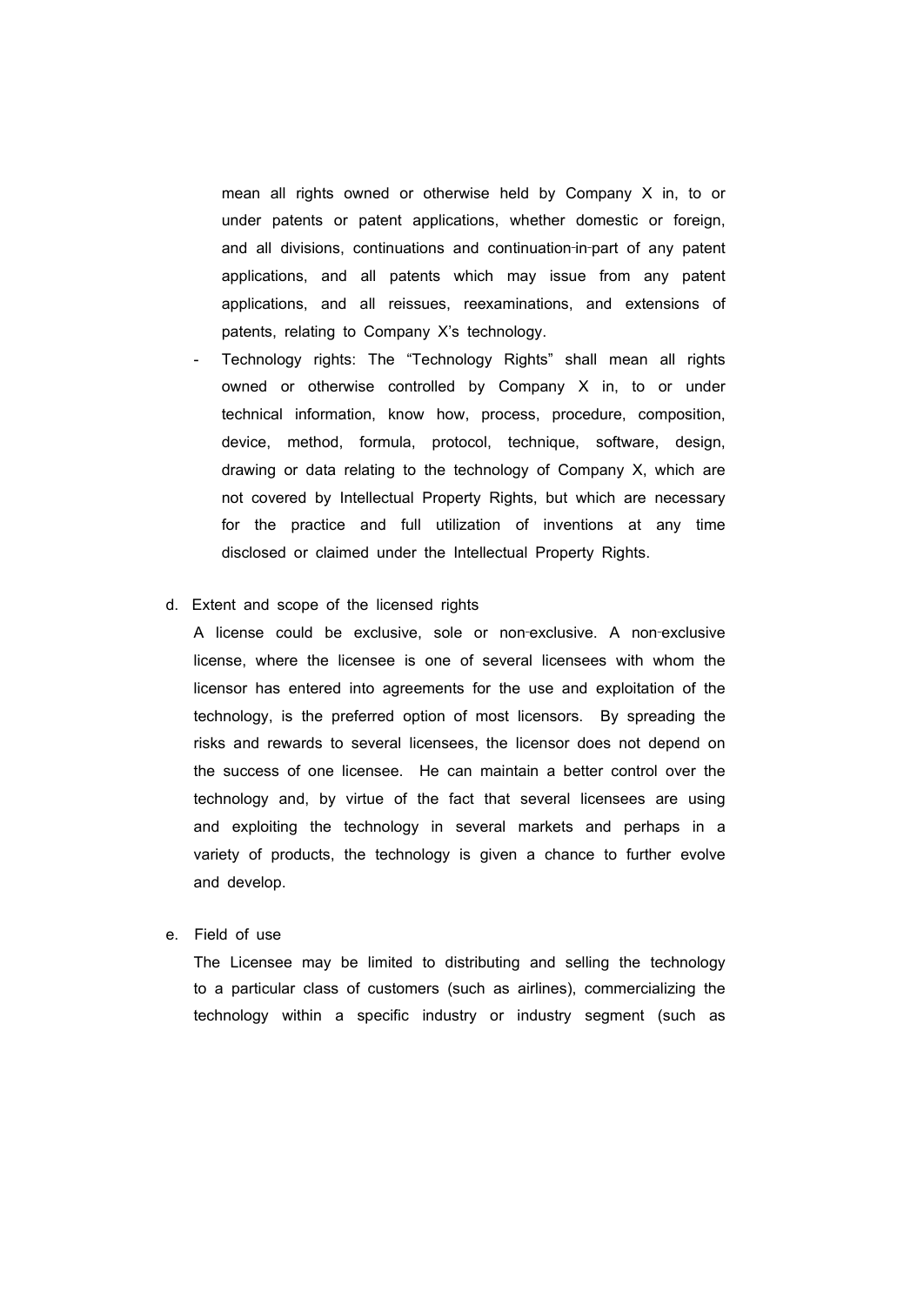mean all rights owned or otherwise held by Company X in, to or under patents or patent applications, whether domestic or foreign, and all divisions, continuations and continuation-in-part of any patent applications, and all patents which may issue from any patent applications, and all reissues, reexaminations, and extensions of patents, relating to Company X's technology.

- Technology rights: The "Technology Rights" shall mean all rights owned or otherwise controlled by Company X in, to or under technical information, know how, process, procedure, composition, device, method, formula, protocol, technique, software, design, drawing or data relating to the technology of Company X, which are not covered by Intellectual Property Rights, but which are necessary for the practice and full utilization of inventions at any time disclosed or claimed under the Intellectual Property Rights.

d. Extent and scope of the licensed rights

A license could be exclusive, sole or non-exclusive. A non-exclusive license, where the licensee is one of several licensees with whom the licensor has entered into agreements for the use and exploitation of the technology, is the preferred option of most licensors. By spreading the risks and rewards to several licensees, the licensor does not depend on the success of one licensee. He can maintain a better control over the technology and, by virtue of the fact that several licensees are using and exploiting the technology in several markets and perhaps in a variety of products, the technology is given a chance to further evolve and develop.

e. Field of use

The Licensee may be limited to distributing and selling the technology to a particular class of customers (such as airlines), commercializing the technology within a specific industry or industry segment (such as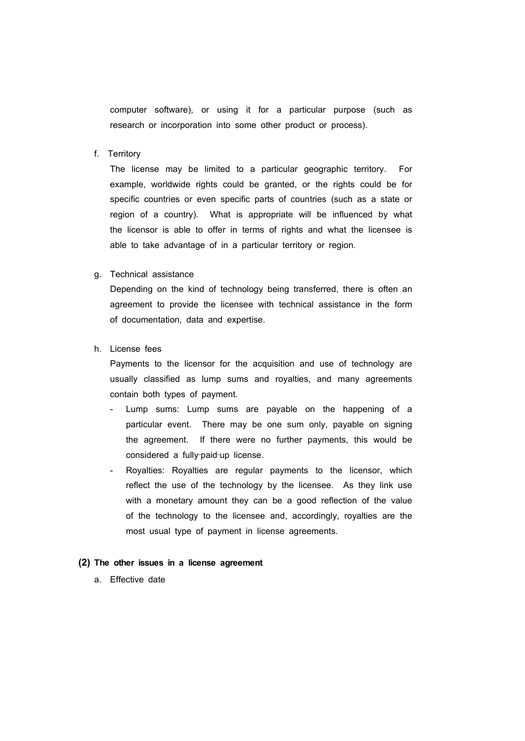computer software), or using it for a particular purpose (such as research or incorporation into some other product or process).

f. Territory

The license may be limited to a particular geographic territory. For example, worldwide rights could be granted, or the rights could be for specific countries or even specific parts of countries (such as a state or region of a country). What is appropriate will be influenced by what the licensor is able to offer in terms of rights and what the licensee is able to take advantage of in a particular territory or region.

g. Technical assistance

Depending on the kind of technology being transferred, there is often an agreement to provide the licensee with technical assistance in the form of documentation, data and expertise.

h. License fees

Payments to the licensor for the acquisition and use of technology are usually classified as lump sums and royalties, and many agreements contain both types of payment.

- Lump sums: Lump sums are payable on the happening of a particular event. There may be one sum only, payable on signing the agreement. If there were no further payments, this would be considered a fully-paid-up license.
- Royalties: Royalties are regular payments to the licensor, which reflect the use of the technology by the licensee. As they link use with a monetary amount they can be a good reflection of the value of the technology to the licensee and, accordingly, royalties are the most usual type of payment in license agreements.

**(2) The other issues in a license agreement**

a. Effective date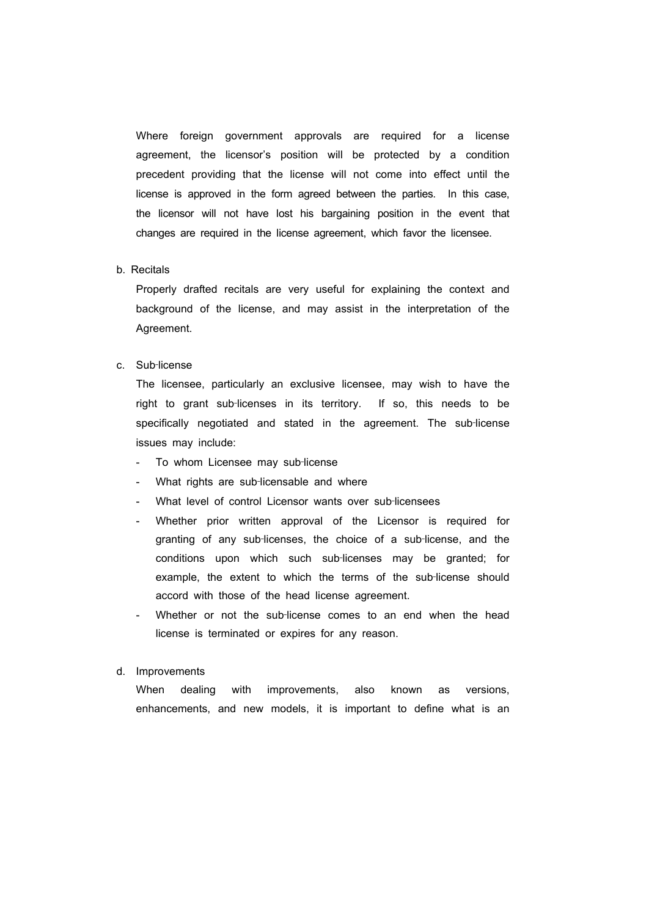Where foreign government approvals are required for a license agreement, the licensor's position will be protected by a condition precedent providing that the license will not come into effect until the license is approved in the form agreed between the parties. In this case, the licensor will not have lost his bargaining position in the event that changes are required in the license agreement, which favor the licensee.

b. Recitals

Properly drafted recitals are very useful for explaining the context and background of the license, and may assist in the interpretation of the Agreement.

c. Sub-license

The licensee, particularly an exclusive licensee, may wish to have the right to grant sub-licenses in its territory. If so, this needs to be specifically negotiated and stated in the agreement. The sub-license issues may include:

- To whom Licensee may sub-license
- What rights are sub-licensable and where
- What level of control Licensor wants over sub-licensees
- Whether prior written approval of the Licensor is required for granting of any sub-licenses, the choice of a sub-license, and the conditions upon which such sub-licenses may be granted; for example, the extent to which the terms of the sub-license should accord with those of the head license agreement.
- Whether or not the sub-license comes to an end when the head license is terminated or expires for any reason.

d. Improvements

When dealing with improvements, also known as versions, enhancements, and new models, it is important to define what is an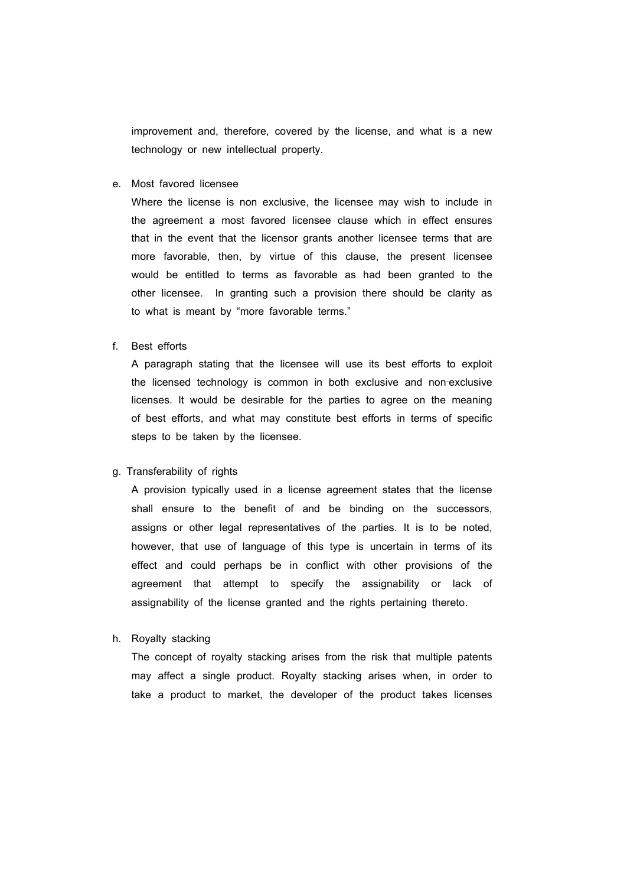improvement and, therefore, covered by the license, and what is a new technology or new intellectual property.

e. Most favored licensee

Where the license is non exclusive, the licensee may wish to include in the agreement a most favored licensee clause which in effect ensures that in the event that the licensor grants another licensee terms that are more favorable, then, by virtue of this clause, the present licensee would be entitled to terms as favorable as had been granted to the other licensee. In granting such a provision there should be clarity as to what is meant by "more favorable terms."

f. Best efforts

A paragraph stating that the licensee will use its best efforts to exploit the licensed technology is common in both exclusive and non-exclusive licenses. It would be desirable for the parties to agree on the meaning of best efforts, and what may constitute best efforts in terms of specific steps to be taken by the licensee.

g. Transferability of rights

A provision typically used in a license agreement states that the license shall ensure to the benefit of and be binding on the successors, assigns or other legal representatives of the parties. It is to be noted, however, that use of language of this type is uncertain in terms of its effect and could perhaps be in conflict with other provisions of the agreement that attempt to specify the assignability or lack of assignability of the license granted and the rights pertaining thereto.

h. Royalty stacking

The concept of royalty stacking arises from the risk that multiple patents may affect a single product. Royalty stacking arises when, in order to take a product to market, the developer of the product takes licenses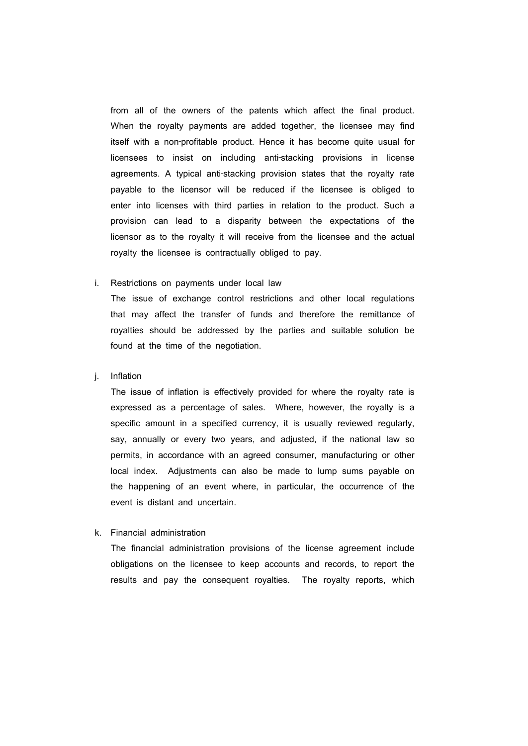from all of the owners of the patents which affect the final product. When the royalty payments are added together, the licensee may find itself with a non-profitable product. Hence it has become quite usual for licensees to insist on including anti-stacking provisions in license agreements. A typical anti-stacking provision states that the royalty rate payable to the licensor will be reduced if the licensee is obliged to enter into licenses with third parties in relation to the product. Such a provision can lead to a disparity between the expectations of the licensor as to the royalty it will receive from the licensee and the actual royalty the licensee is contractually obliged to pay.

i. Restrictions on payments under local law

   The issue of exchange control restrictions and other local regulations that may affect the transfer of funds and therefore the remittance of royalties should be addressed by the parties and suitable solution be found at the time of the negotiation.

j. Inflation

   The issue of inflation is effectively provided for where the royalty rate is expressed as a percentage of sales. Where, however, the royalty is a specific amount in a specified currency, it is usually reviewed regularly, say, annually or every two years, and adjusted, if the national law so permits, in accordance with an agreed consumer, manufacturing or other local index. Adjustments can also be made to lump sums payable on the happening of an event where, in particular, the occurrence of the event is distant and uncertain.

k. Financial administration

   The financial administration provisions of the license agreement include obligations on the licensee to keep accounts and records, to report the results and pay the consequent royalties. The royalty reports, which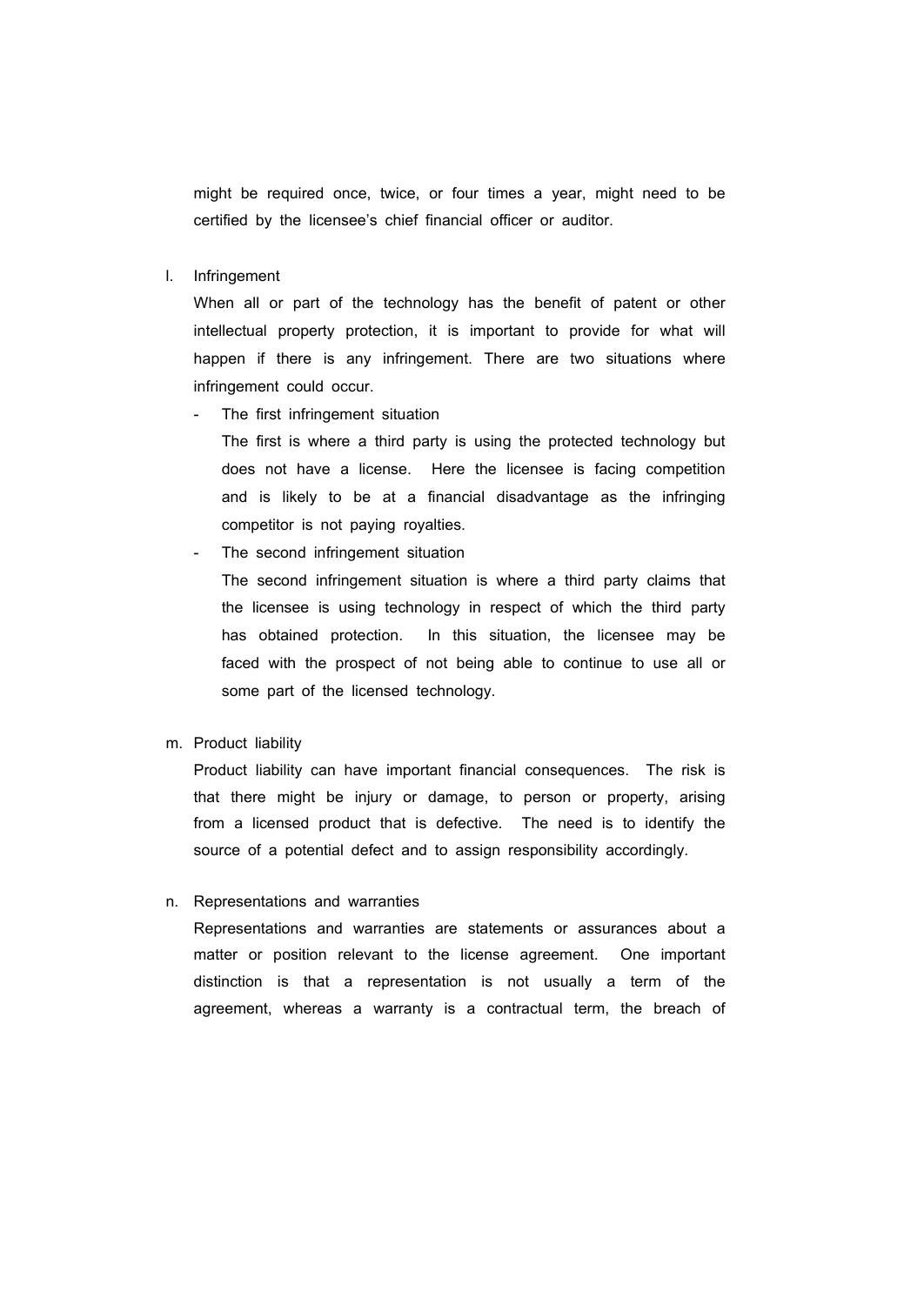might be required once, twice, or four times a year, might need to be certified by the licensee's chief financial officer or auditor.

l. Infringement

When all or part of the technology has the benefit of patent or other intellectual property protection, it is important to provide for what will happen if there is any infringement. There are two situations where infringement could occur.

- The first infringement situation

  The first is where a third party is using the protected technology but does not have a license. Here the licensee is facing competition and is likely to be at a financial disadvantage as the infringing competitor is not paying royalties.

- The second infringement situation

  The second infringement situation is where a third party claims that the licensee is using technology in respect of which the third party has obtained protection. In this situation, the licensee may be faced with the prospect of not being able to continue to use all or some part of the licensed technology.

m. Product liability

Product liability can have important financial consequences. The risk is that there might be injury or damage, to person or property, arising from a licensed product that is defective. The need is to identify the source of a potential defect and to assign responsibility accordingly.

n. Representations and warranties

Representations and warranties are statements or assurances about a matter or position relevant to the license agreement. One important distinction is that a representation is not usually a term of the agreement, whereas a warranty is a contractual term, the breach of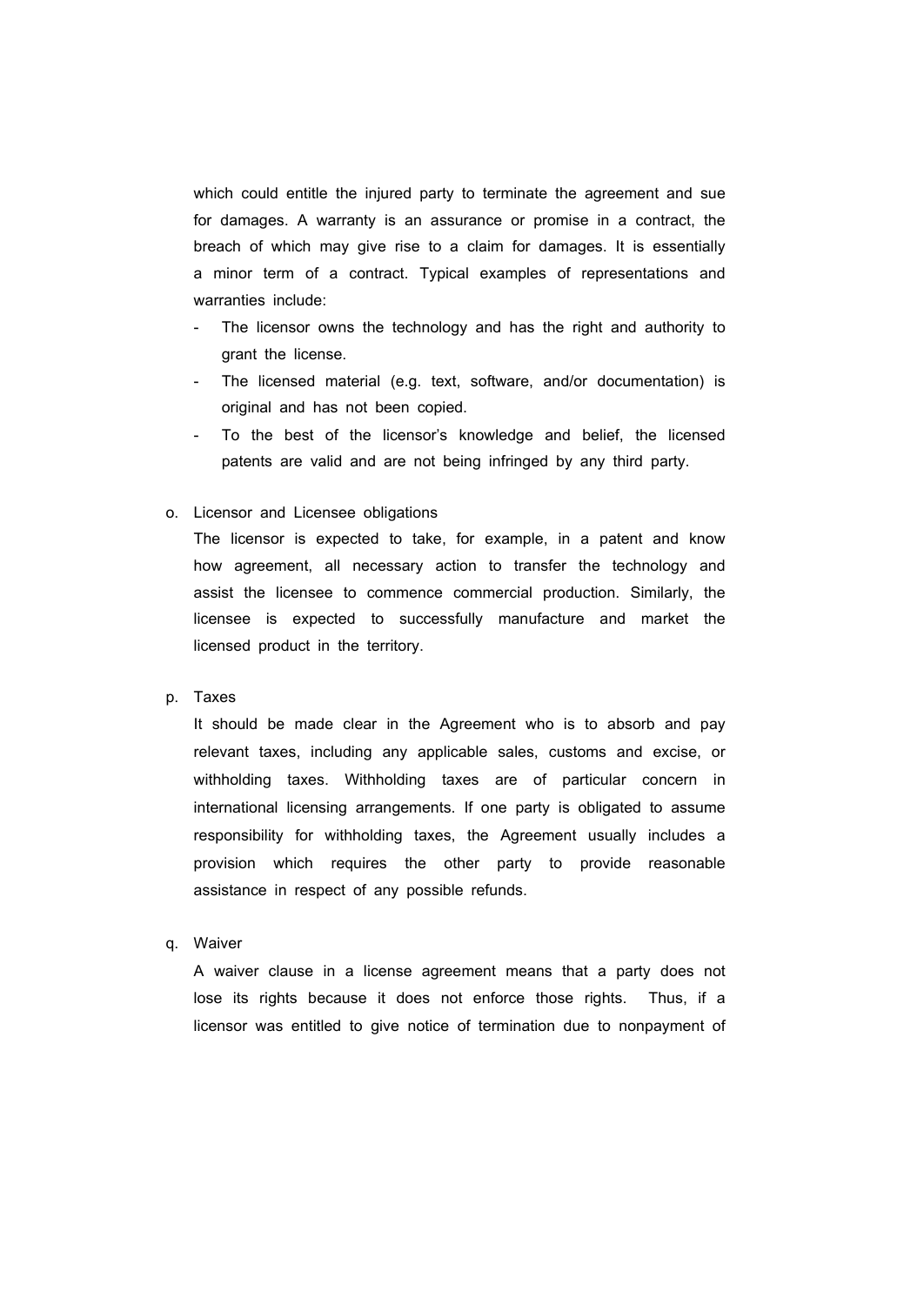which could entitle the injured party to terminate the agreement and sue for damages. A warranty is an assurance or promise in a contract, the breach of which may give rise to a claim for damages. It is essentially a minor term of a contract. Typical examples of representations and warranties include:

- The licensor owns the technology and has the right and authority to grant the license.
- The licensed material (e.g. text, software, and/or documentation) is original and has not been copied.
- To the best of the licensor's knowledge and belief, the licensed patents are valid and are not being infringed by any third party.

o. Licensor and Licensee obligations

The licensor is expected to take, for example, in a patent and know how agreement, all necessary action to transfer the technology and assist the licensee to commence commercial production. Similarly, the licensee is expected to successfully manufacture and market the licensed product in the territory.

p. Taxes

It should be made clear in the Agreement who is to absorb and pay relevant taxes, including any applicable sales, customs and excise, or withholding taxes. Withholding taxes are of particular concern in international licensing arrangements. If one party is obligated to assume responsibility for withholding taxes, the Agreement usually includes a provision which requires the other party to provide reasonable assistance in respect of any possible refunds.

q. Waiver

A waiver clause in a license agreement means that a party does not lose its rights because it does not enforce those rights. Thus, if a licensor was entitled to give notice of termination due to nonpayment of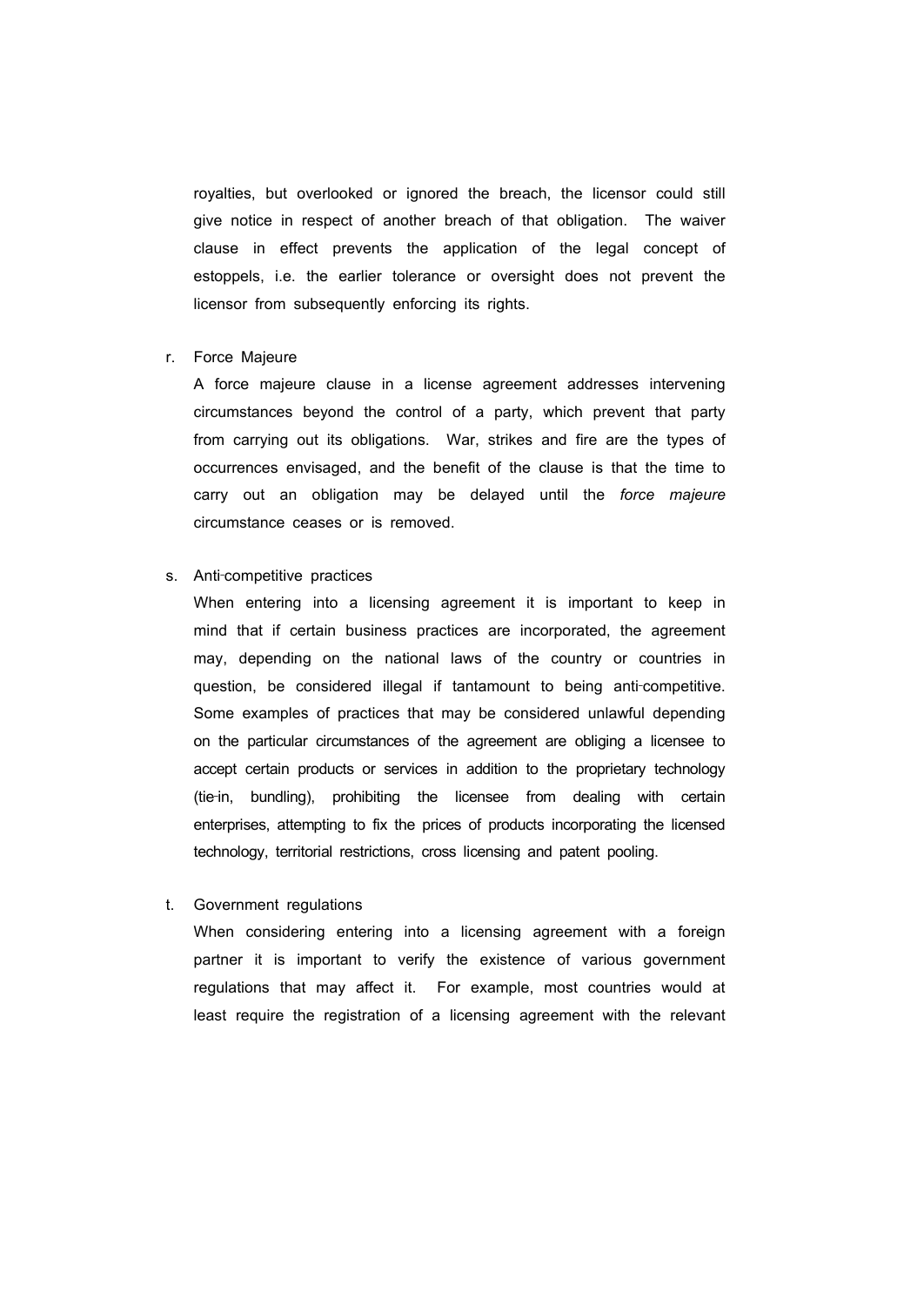royalties, but overlooked or ignored the breach, the licensor could still give notice in respect of another breach of that obligation. The waiver clause in effect prevents the application of the legal concept of estoppels, i.e. the earlier tolerance or oversight does not prevent the licensor from subsequently enforcing its rights.

r. Force Majeure

A force majeure clause in a license agreement addresses intervening circumstances beyond the control of a party, which prevent that party from carrying out its obligations. War, strikes and fire are the types of occurrences envisaged, and the benefit of the clause is that the time to carry out an obligation may be delayed until the *force majeure* circumstance ceases or is removed.

s. Anti-competitive practices

When entering into a licensing agreement it is important to keep in mind that if certain business practices are incorporated, the agreement may, depending on the national laws of the country or countries in question, be considered illegal if tantamount to being anti-competitive. Some examples of practices that may be considered unlawful depending on the particular circumstances of the agreement are obliging a licensee to accept certain products or services in addition to the proprietary technology (tie-in, bundling), prohibiting the licensee from dealing with certain enterprises, attempting to fix the prices of products incorporating the licensed technology, territorial restrictions, cross licensing and patent pooling.

t. Government regulations

When considering entering into a licensing agreement with a foreign partner it is important to verify the existence of various government regulations that may affect it. For example, most countries would at least require the registration of a licensing agreement with the relevant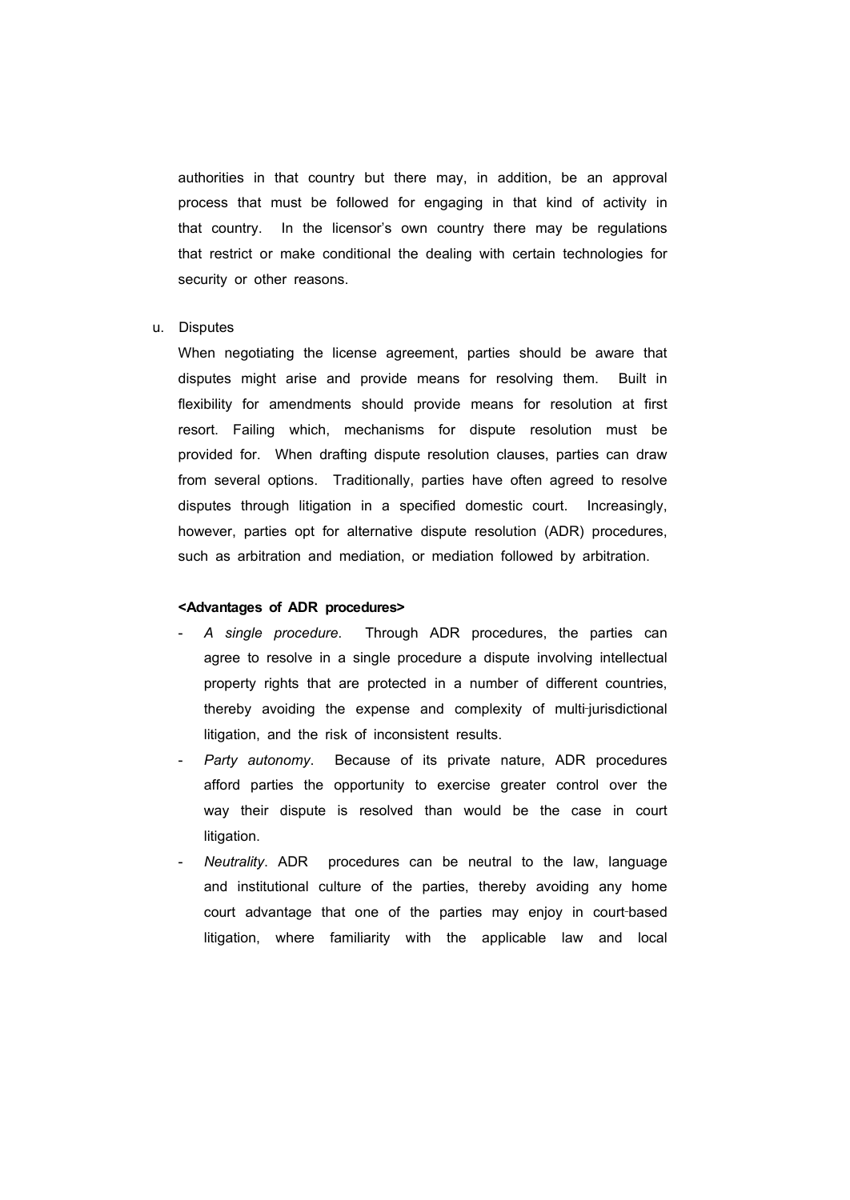authorities in that country but there may, in addition, be an approval process that must be followed for engaging in that kind of activity in that country. In the licensor's own country there may be regulations that restrict or make conditional the dealing with certain technologies for security or other reasons.

u. Disputes

When negotiating the license agreement, parties should be aware that disputes might arise and provide means for resolving them. Built in flexibility for amendments should provide means for resolution at first resort. Failing which, mechanisms for dispute resolution must be provided for. When drafting dispute resolution clauses, parties can draw from several options. Traditionally, parties have often agreed to resolve disputes through litigation in a specified domestic court. Increasingly, however, parties opt for alternative dispute resolution (ADR) procedures, such as arbitration and mediation, or mediation followed by arbitration.

**<Advantages of ADR procedures>**

- *A single procedure*. Through ADR procedures, the parties can agree to resolve in a single procedure a dispute involving intellectual property rights that are protected in a number of different countries, thereby avoiding the expense and complexity of multi-jurisdictional litigation, and the risk of inconsistent results.
- *Party autonomy*. Because of its private nature, ADR procedures afford parties the opportunity to exercise greater control over the way their dispute is resolved than would be the case in court litigation.
- *Neutrality*. ADR procedures can be neutral to the law, language and institutional culture of the parties, thereby avoiding any home court advantage that one of the parties may enjoy in court-based litigation, where familiarity with the applicable law and local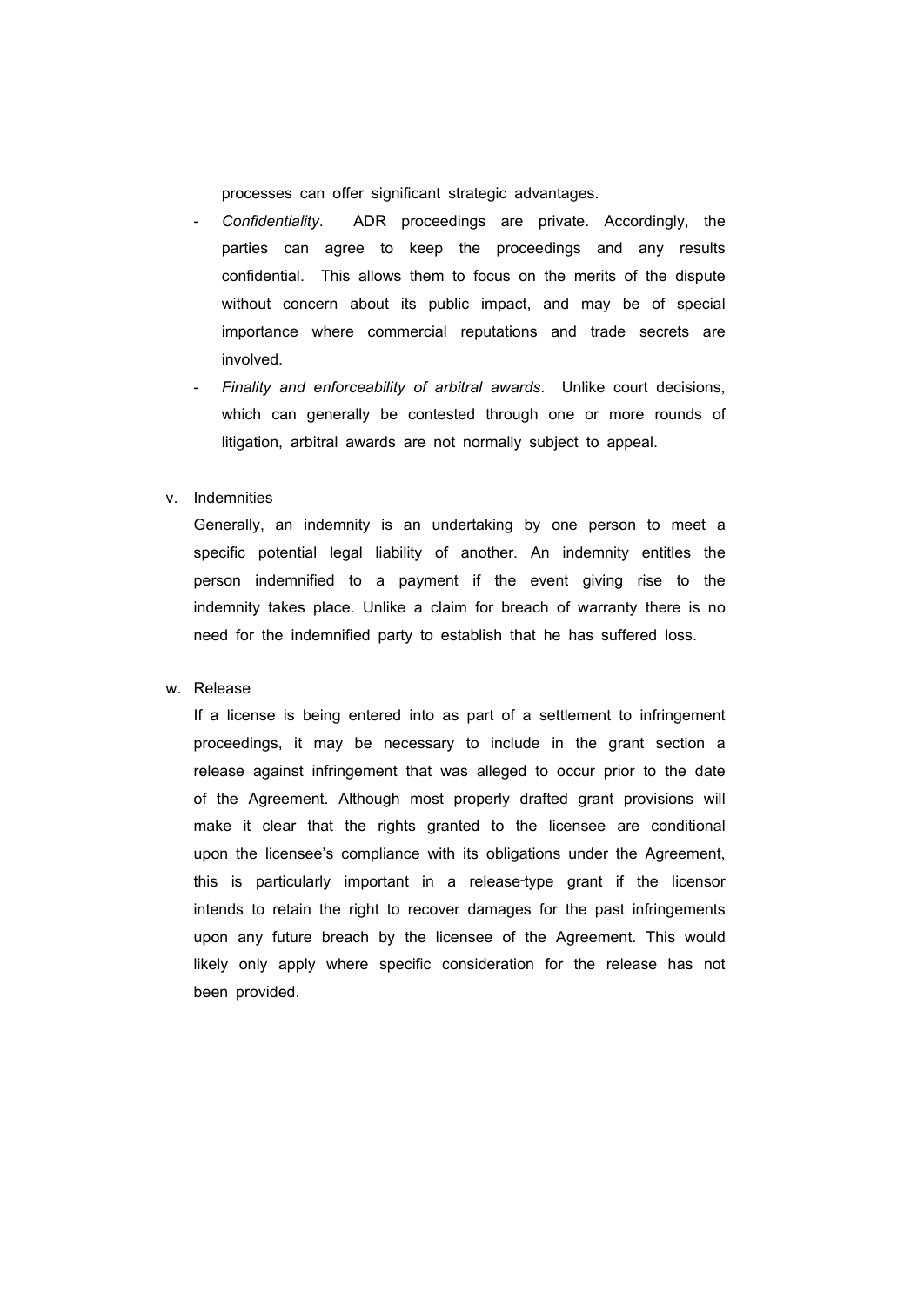processes can offer significant strategic advantages.

- *Confidentiality*. ADR proceedings are private. Accordingly, the parties can agree to keep the proceedings and any results confidential. This allows them to focus on the merits of the dispute without concern about its public impact, and may be of special importance where commercial reputations and trade secrets are involved.
- *Finality and enforceability of arbitral awards*. Unlike court decisions, which can generally be contested through one or more rounds of litigation, arbitral awards are not normally subject to appeal.

v. Indemnities

Generally, an indemnity is an undertaking by one person to meet a specific potential legal liability of another. An indemnity entitles the person indemnified to a payment if the event giving rise to the indemnity takes place. Unlike a claim for breach of warranty there is no need for the indemnified party to establish that he has suffered loss.

w. Release

If a license is being entered into as part of a settlement to infringement proceedings, it may be necessary to include in the grant section a release against infringement that was alleged to occur prior to the date of the Agreement. Although most properly drafted grant provisions will make it clear that the rights granted to the licensee are conditional upon the licensee's compliance with its obligations under the Agreement, this is particularly important in a release-type grant if the licensor intends to retain the right to recover damages for the past infringements upon any future breach by the licensee of the Agreement. This would likely only apply where specific consideration for the release has not been provided.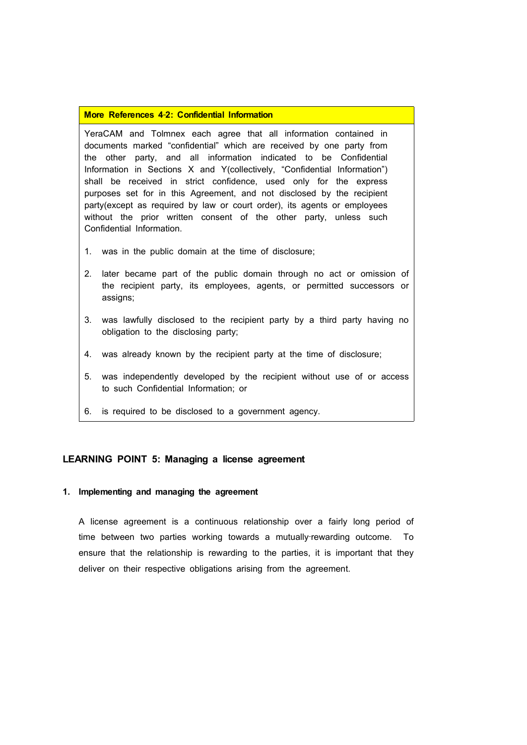**More References 4-2: Confidential Information**

YeraCAM and Tolmnex each agree that all information contained in documents marked "confidential" which are received by one party from the other party, and all information indicated to be Confidential Information in Sections X and Y(collectively, "Confidential Information") shall be received in strict confidence, used only for the express purposes set for in this Agreement, and not disclosed by the recipient party(except as required by law or court order), its agents or employees without the prior written consent of the other party, unless such Confidential Information.

1. was in the public domain at the time of disclosure;
2. later became part of the public domain through no act or omission of the recipient party, its employees, agents, or permitted successors or assigns;
3. was lawfully disclosed to the recipient party by a third party having no obligation to the disclosing party;
4. was already known by the recipient party at the time of disclosure;
5. was independently developed by the recipient without use of or access to such Confidential Information; or
6. is required to be disclosed to a government agency.

## LEARNING POINT 5: Managing a license agreement

### 1. Implementing and managing the agreement

A license agreement is a continuous relationship over a fairly long period of time between two parties working towards a mutually-rewarding outcome. To ensure that the relationship is rewarding to the parties, it is important that they deliver on their respective obligations arising from the agreement.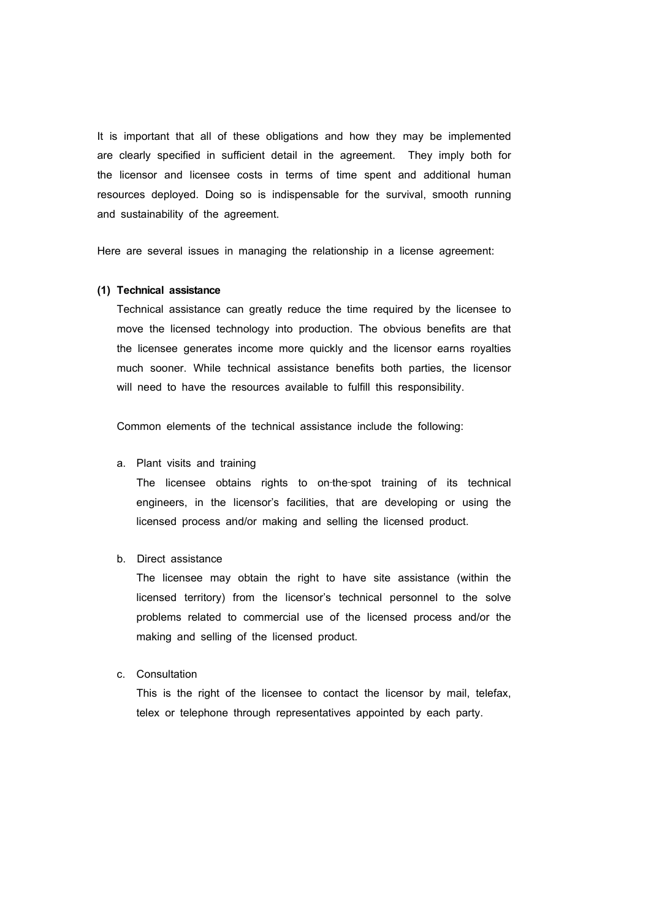It is important that all of these obligations and how they may be implemented are clearly specified in sufficient detail in the agreement. They imply both for the licensor and licensee costs in terms of time spent and additional human resources deployed. Doing so is indispensable for the survival, smooth running and sustainability of the agreement.

Here are several issues in managing the relationship in a license agreement:

**(1) Technical assistance**

Technical assistance can greatly reduce the time required by the licensee to move the licensed technology into production. The obvious benefits are that the licensee generates income more quickly and the licensor earns royalties much sooner. While technical assistance benefits both parties, the licensor will need to have the resources available to fulfill this responsibility.

Common elements of the technical assistance include the following:

a. Plant visits and training

The licensee obtains rights to on-the-spot training of its technical engineers, in the licensor's facilities, that are developing or using the licensed process and/or making and selling the licensed product.

b. Direct assistance

The licensee may obtain the right to have site assistance (within the licensed territory) from the licensor's technical personnel to the solve problems related to commercial use of the licensed process and/or the making and selling of the licensed product.

c. Consultation

This is the right of the licensee to contact the licensor by mail, telefax, telex or telephone through representatives appointed by each party.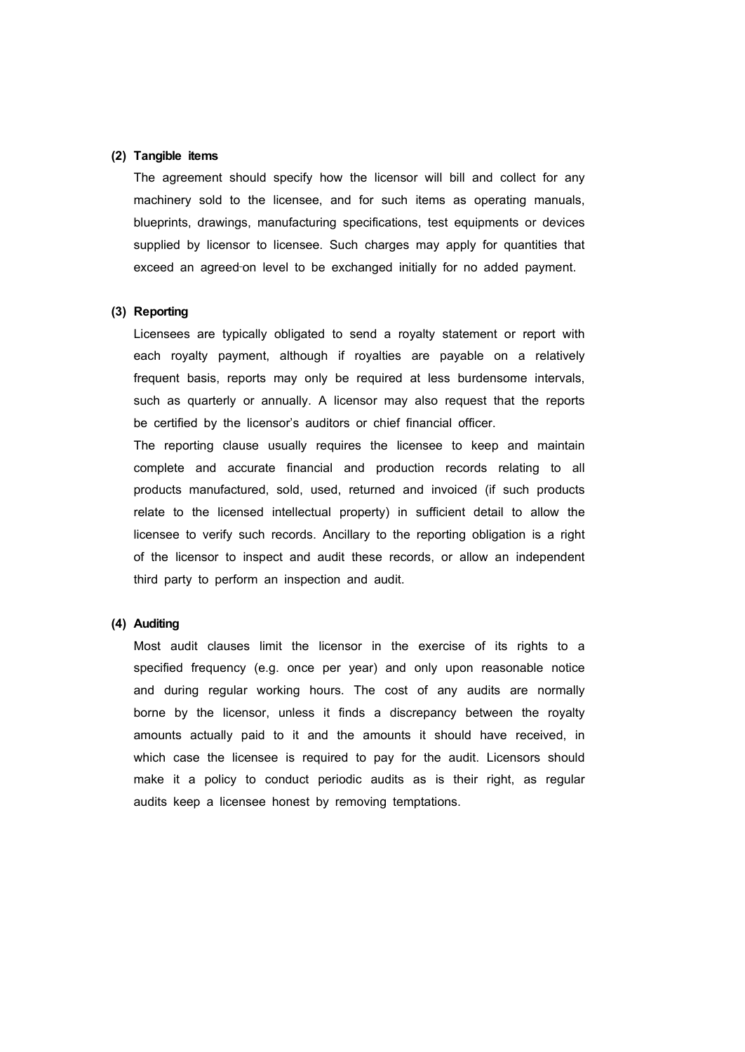**(2) Tangible items**

The agreement should specify how the licensor will bill and collect for any machinery sold to the licensee, and for such items as operating manuals, blueprints, drawings, manufacturing specifications, test equipments or devices supplied by licensor to licensee. Such charges may apply for quantities that exceed an agreed-on level to be exchanged initially for no added payment.

**(3) Reporting**

Licensees are typically obligated to send a royalty statement or report with each royalty payment, although if royalties are payable on a relatively frequent basis, reports may only be required at less burdensome intervals, such as quarterly or annually. A licensor may also request that the reports be certified by the licensor's auditors or chief financial officer.

The reporting clause usually requires the licensee to keep and maintain complete and accurate financial and production records relating to all products manufactured, sold, used, returned and invoiced (if such products relate to the licensed intellectual property) in sufficient detail to allow the licensee to verify such records. Ancillary to the reporting obligation is a right of the licensor to inspect and audit these records, or allow an independent third party to perform an inspection and audit.

**(4) Auditing**

Most audit clauses limit the licensor in the exercise of its rights to a specified frequency (e.g. once per year) and only upon reasonable notice and during regular working hours. The cost of any audits are normally borne by the licensor, unless it finds a discrepancy between the royalty amounts actually paid to it and the amounts it should have received, in which case the licensee is required to pay for the audit. Licensors should make it a policy to conduct periodic audits as is their right, as regular audits keep a licensee honest by removing temptations.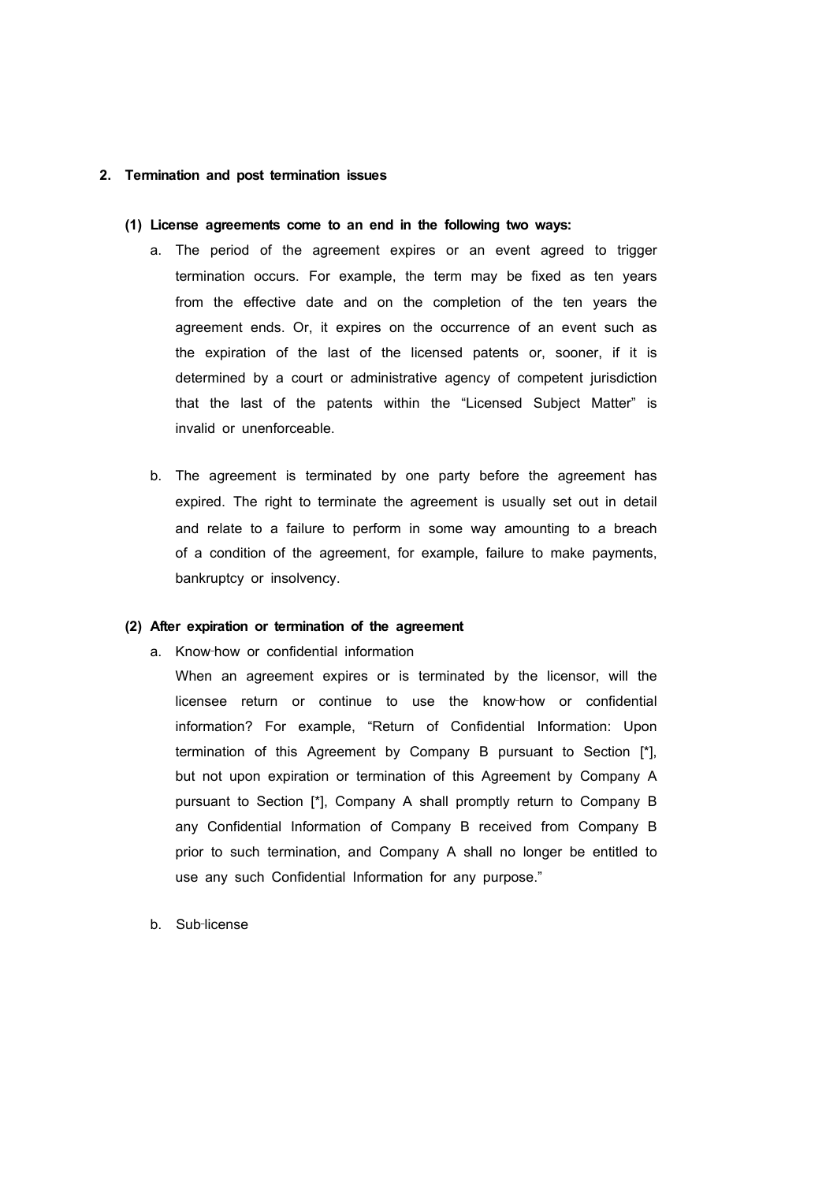## 2. Termination and post termination issues

### (1) License agreements come to an end in the following two ways:

a. The period of the agreement expires or an event agreed to trigger termination occurs. For example, the term may be fixed as ten years from the effective date and on the completion of the ten years the agreement ends. Or, it expires on the occurrence of an event such as the expiration of the last of the licensed patents or, sooner, if it is determined by a court or administrative agency of competent jurisdiction that the last of the patents within the "Licensed Subject Matter" is invalid or unenforceable.

b. The agreement is terminated by one party before the agreement has expired. The right to terminate the agreement is usually set out in detail and relate to a failure to perform in some way amounting to a breach of a condition of the agreement, for example, failure to make payments, bankruptcy or insolvency.

### (2) After expiration or termination of the agreement

a. Know-how or confidential information

When an agreement expires or is terminated by the licensor, will the licensee return or continue to use the know-how or confidential information? For example, "Return of Confidential Information: Upon termination of this Agreement by Company B pursuant to Section [*], but not upon expiration or termination of this Agreement by Company A pursuant to Section [*], Company A shall promptly return to Company B any Confidential Information of Company B received from Company B prior to such termination, and Company A shall no longer be entitled to use any such Confidential Information for any purpose."

b. Sub-license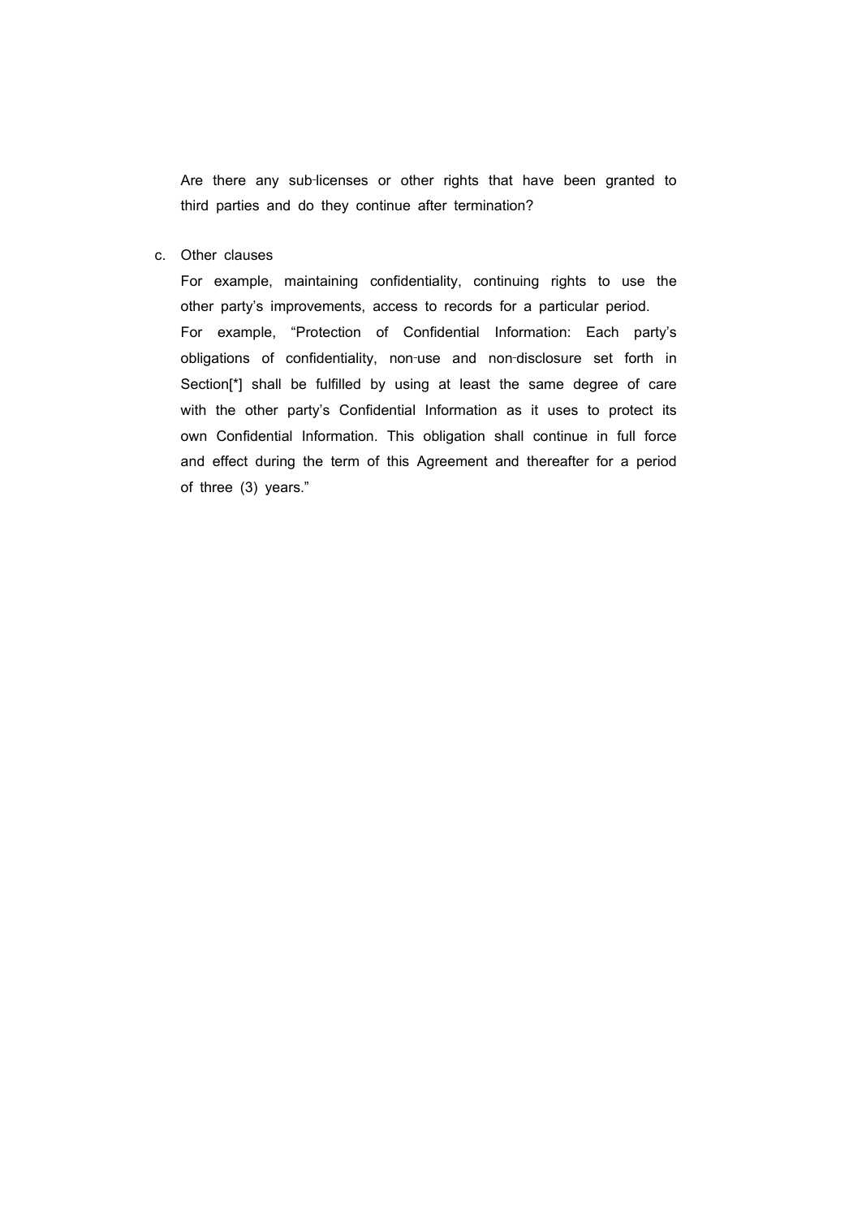Are there any sub-licenses or other rights that have been granted to third parties and do they continue after termination?

c. Other clauses

   For example, maintaining confidentiality, continuing rights to use the other party's improvements, access to records for a particular period.

   For example, "Protection of Confidential Information: Each party's obligations of confidentiality, non-use and non-disclosure set forth in Section[*] shall be fulfilled by using at least the same degree of care with the other party's Confidential Information as it uses to protect its own Confidential Information. This obligation shall continue in full force and effect during the term of this Agreement and thereafter for a period of three (3) years."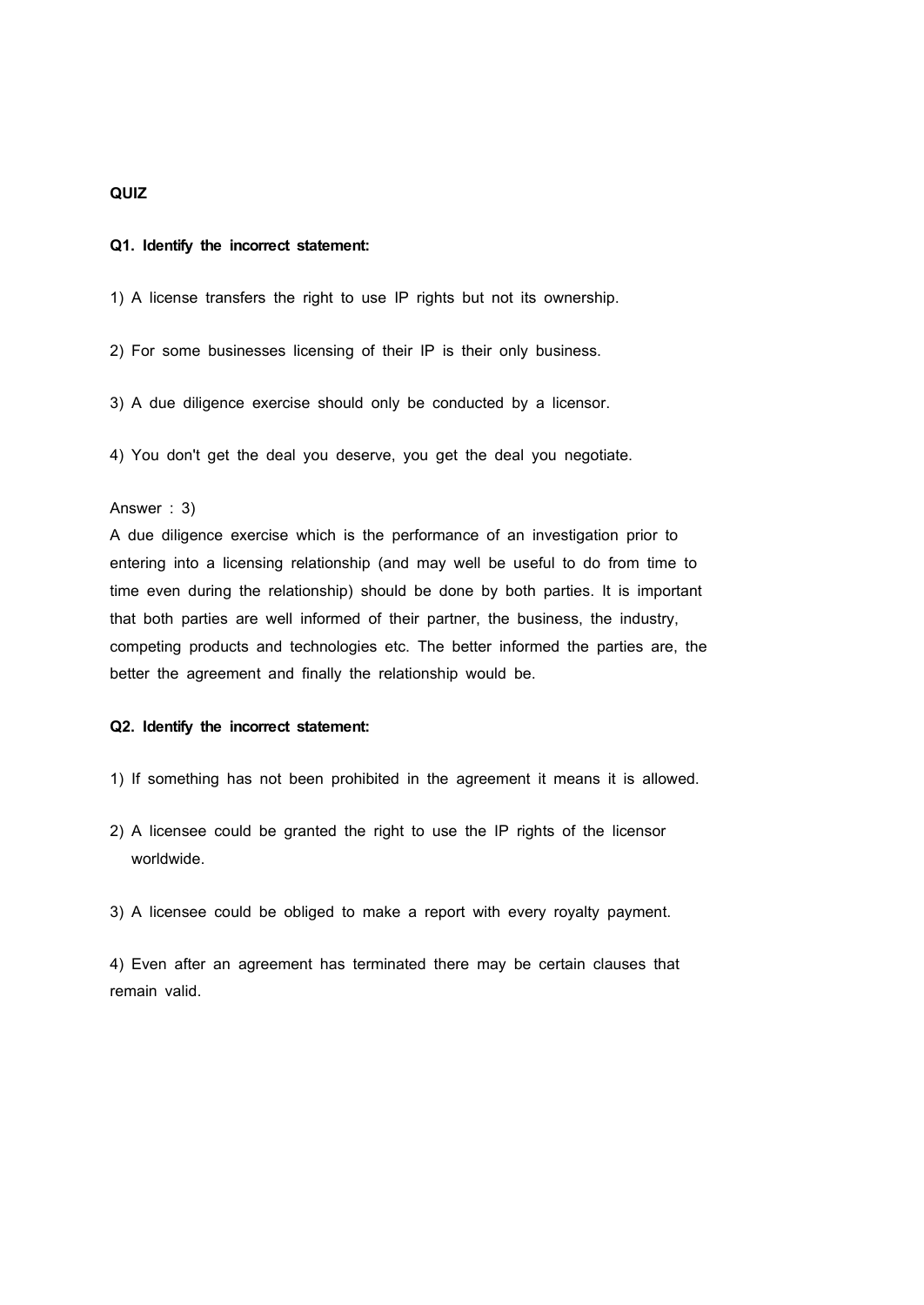**QUIZ**

**Q1. Identify the incorrect statement:**

1) A license transfers the right to use IP rights but not its ownership.

2) For some businesses licensing of their IP is their only business.

3) A due diligence exercise should only be conducted by a licensor.

4) You don't get the deal you deserve, you get the deal you negotiate.

Answer : 3)
A due diligence exercise which is the performance of an investigation prior to entering into a licensing relationship (and may well be useful to do from time to time even during the relationship) should be done by both parties. It is important that both parties are well informed of their partner, the business, the industry, competing products and technologies etc. The better informed the parties are, the better the agreement and finally the relationship would be.

**Q2. Identify the incorrect statement:**

1) If something has not been prohibited in the agreement it means it is allowed.

2) A licensee could be granted the right to use the IP rights of the licensor worldwide.

3) A licensee could be obliged to make a report with every royalty payment.

4) Even after an agreement has terminated there may be certain clauses that remain valid.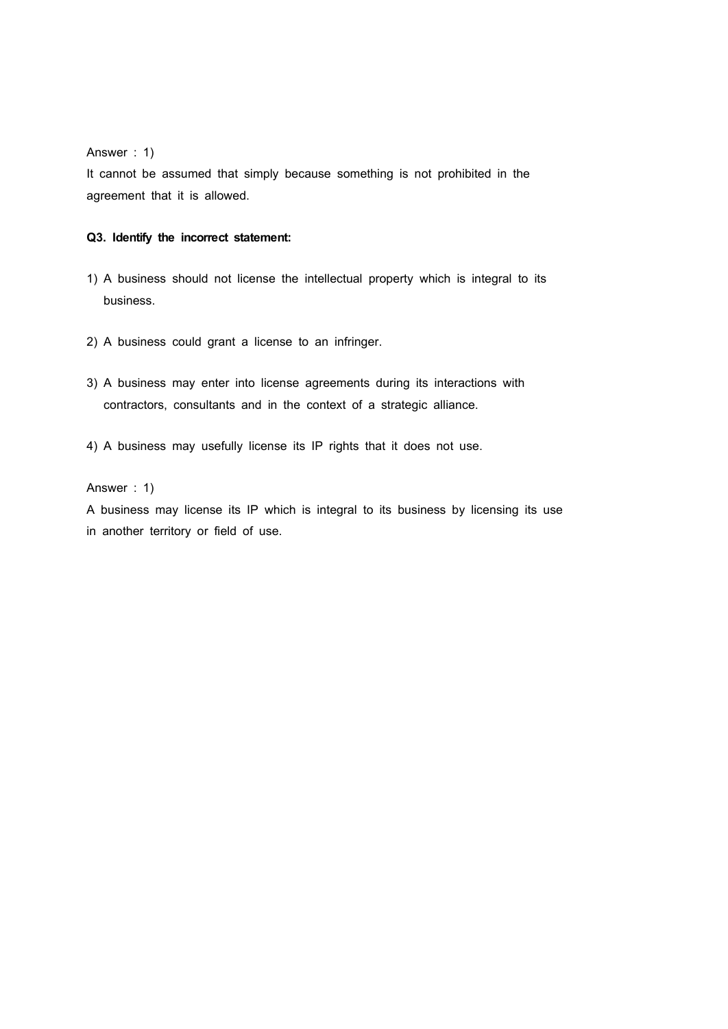Answer : 1)

It cannot be assumed that simply because something is not prohibited in the agreement that it is allowed.

**Q3. Identify the incorrect statement:**

1) A business should not license the intellectual property which is integral to its business.

2) A business could grant a license to an infringer.

3) A business may enter into license agreements during its interactions with contractors, consultants and in the context of a strategic alliance.

4) A business may usefully license its IP rights that it does not use.

Answer : 1)

A business may license its IP which is integral to its business by licensing its use in another territory or field of use.